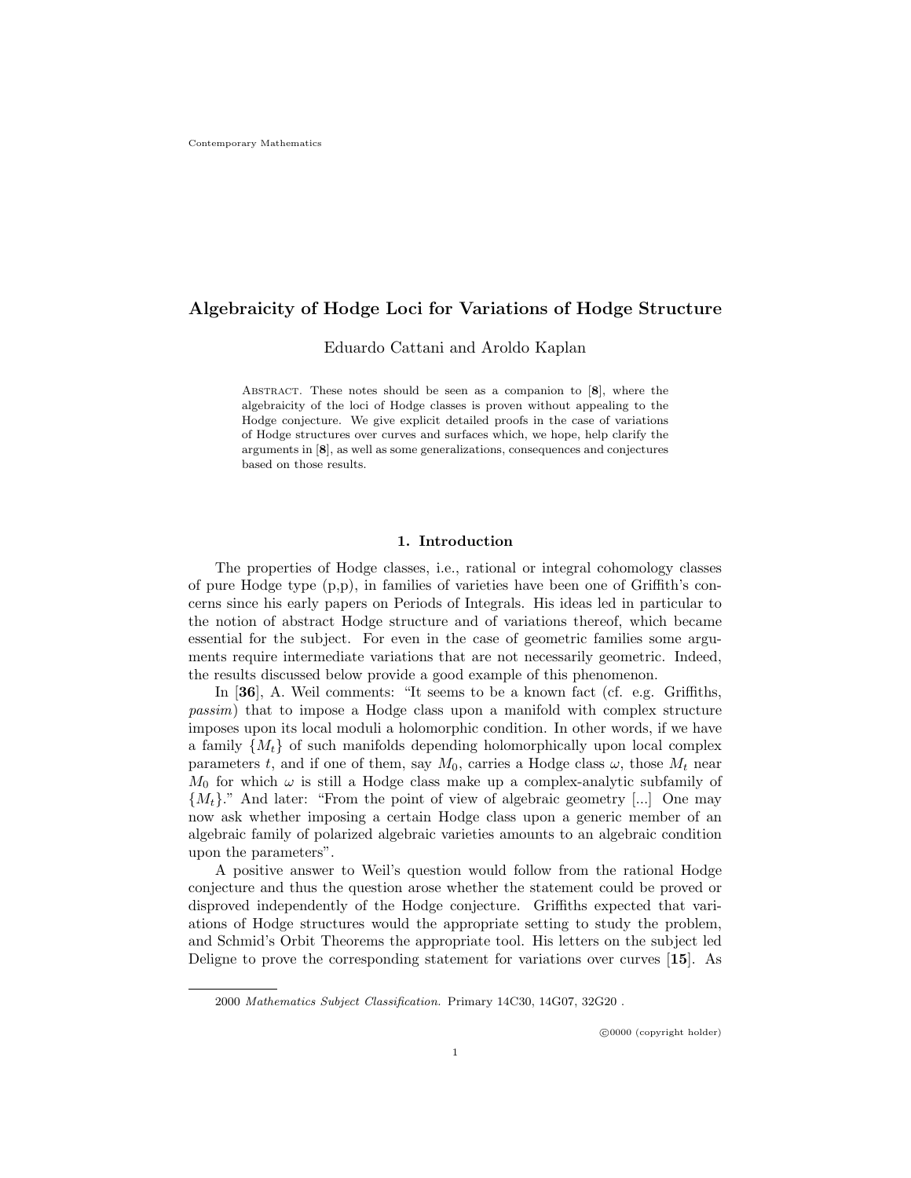Contemporary Mathematics

# Algebraicity of Hodge Loci for Variations of Hodge Structure

Eduardo Cattani and Aroldo Kaplan

Abstract. These notes should be seen as a companion to [**8**], where the algebraicity of the loci of Hodge classes is proven without appealing to the Hodge conjecture. We give explicit detailed proofs in the case of variations of Hodge structures over curves and surfaces which, we hope, help clarify the arguments in [**8**], as well as some generalizations, consequences and conjectures based on those results.

## 1. Introduction

The properties of Hodge classes, i.e., rational or integral cohomology classes of pure Hodge type (p,p), in families of varieties have been one of Griffith's concerns since his early papers on Periods of Integrals. His ideas led in particular to the notion of abstract Hodge structure and of variations thereof, which became essential for the subject. For even in the case of geometric families some arguments require intermediate variations that are not necessarily geometric. Indeed, the results discussed below provide a good example of this phenomenon.

In [**36**], A. Weil comments: "It seems to be a known fact (cf. e.g. Griffiths, *passim*) that to impose a Hodge class upon a manifold with complex structure imposes upon its local moduli a holomorphic condition. In other words, if we have a family $\{M_t\}$ of such manifolds depending holomorphically upon local complex parameters $t$, and if one of them, say $M_0$, carries a Hodge class $\omega$, those $M_t$ near $M_0$ for which $\omega$ is still a Hodge class make up a complex-analytic subfamily of $\{M_t\}$." And later: "From the point of view of algebraic geometry [...] One may now ask whether imposing a certain Hodge class upon a generic member of an algebraic family of polarized algebraic varieties amounts to an algebraic condition upon the parameters".

A positive answer to Weil's question would follow from the rational Hodge conjecture and thus the question arose whether the statement could be proved or disproved independently of the Hodge conjecture. Griffiths expected that variations of Hodge structures would the appropriate setting to study the problem, and Schmid's Orbit Theorems the appropriate tool. His letters on the subject led Deligne to prove the corresponding statement for variations over curves [**15**]. As

2000 *Mathematics Subject Classification.* Primary 14C30, 14G07, 32G20 .

©0000 (copyright holder)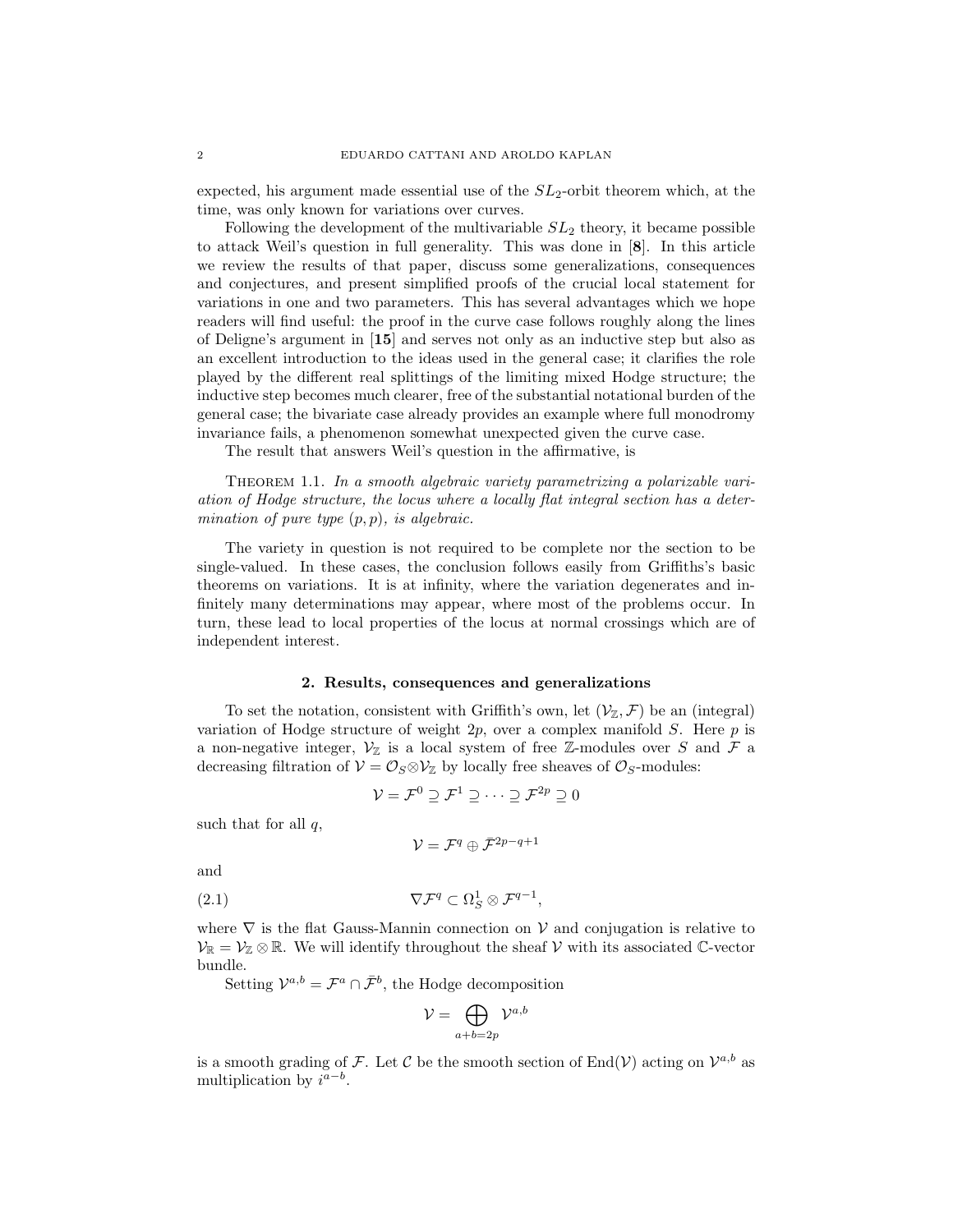expected, his argument made essential use of the $SL_2$-orbit theorem which, at the time, was only known for variations over curves.

Following the development of the multivariable $SL_2$ theory, it became possible to attack Weil's question in full generality. This was done in [**8**]. In this article we review the results of that paper, discuss some generalizations, consequences and conjectures, and present simplified proofs of the crucial local statement for variations in one and two parameters. This has several advantages which we hope readers will find useful: the proof in the curve case follows roughly along the lines of Deligne's argument in [**15**] and serves not only as an inductive step but also as an excellent introduction to the ideas used in the general case; it clarifies the role played by the different real splittings of the limiting mixed Hodge structure; the inductive step becomes much clearer, free of the substantial notational burden of the general case; the bivariate case already provides an example where full monodromy invariance fails, a phenomenon somewhat unexpected given the curve case.

The result that answers Weil's question in the affirmative, is

Theorem 1.1. *In a smooth algebraic variety parametrizing a polarizable variation of Hodge structure, the locus where a locally flat integral section has a determination of pure type $(p, p)$, is algebraic.*

The variety in question is not required to be complete nor the section to be single-valued. In these cases, the conclusion follows easily from Griffiths's basic theorems on variations. It is at infinity, where the variation degenerates and infinitely many determinations may appear, where most of the problems occur. In turn, these lead to local properties of the locus at normal crossings which are of independent interest.

## 2. Results, consequences and generalizations

To set the notation, consistent with Griffith's own, let $(\mathcal{V}_{\mathbb{Z}}, \mathcal{F})$ be an (integral) variation of Hodge structure of weight $2p$, over a complex manifold $S$. Here $p$ is a non-negative integer, $\mathcal{V}_{\mathbb{Z}}$ is a local system of free $\mathbb{Z}$-modules over $S$ and $\mathcal{F}$ a decreasing filtration of $\mathcal{V} = \mathcal{O}_S \otimes \mathcal{V}_{\mathbb{Z}}$ by locally free sheaves of $\mathcal{O}_S$-modules:

$$\mathcal{V} = \mathcal{F}^0 \supseteq \mathcal{F}^1 \supseteq \cdots \supseteq \mathcal{F}^{2p} \supseteq 0$$

such that for all $q$,

$$\mathcal{V} = \mathcal{F}^q \oplus \bar{\mathcal{F}}^{2p-q+1}$$

and

$$\nabla \mathcal{F}^q \subset \Omega^1_S \otimes \mathcal{F}^{q-1}, \tag{2.1}$$

where $\nabla$ is the flat Gauss-Mannin connection on $\mathcal{V}$ and conjugation is relative to $\mathcal{V}_{\mathbb{R}} = \mathcal{V}_{\mathbb{Z}} \otimes \mathbb{R}$. We will identify throughout the sheaf $\mathcal{V}$ with its associated $\mathbb{C}$-vector bundle.

Setting $\mathcal{V}^{a,b} = \mathcal{F}^a \cap \bar{\mathcal{F}}^b$, the Hodge decomposition

$$\mathcal{V} = \bigoplus_{a+b=2p} \mathcal{V}^{a,b}$$

is a smooth grading of $\mathcal{F}$. Let $\mathcal{C}$ be the smooth section of $\mathrm{End}(\mathcal{V})$ acting on $\mathcal{V}^{a,b}$ as multiplication by $i^{a-b}$.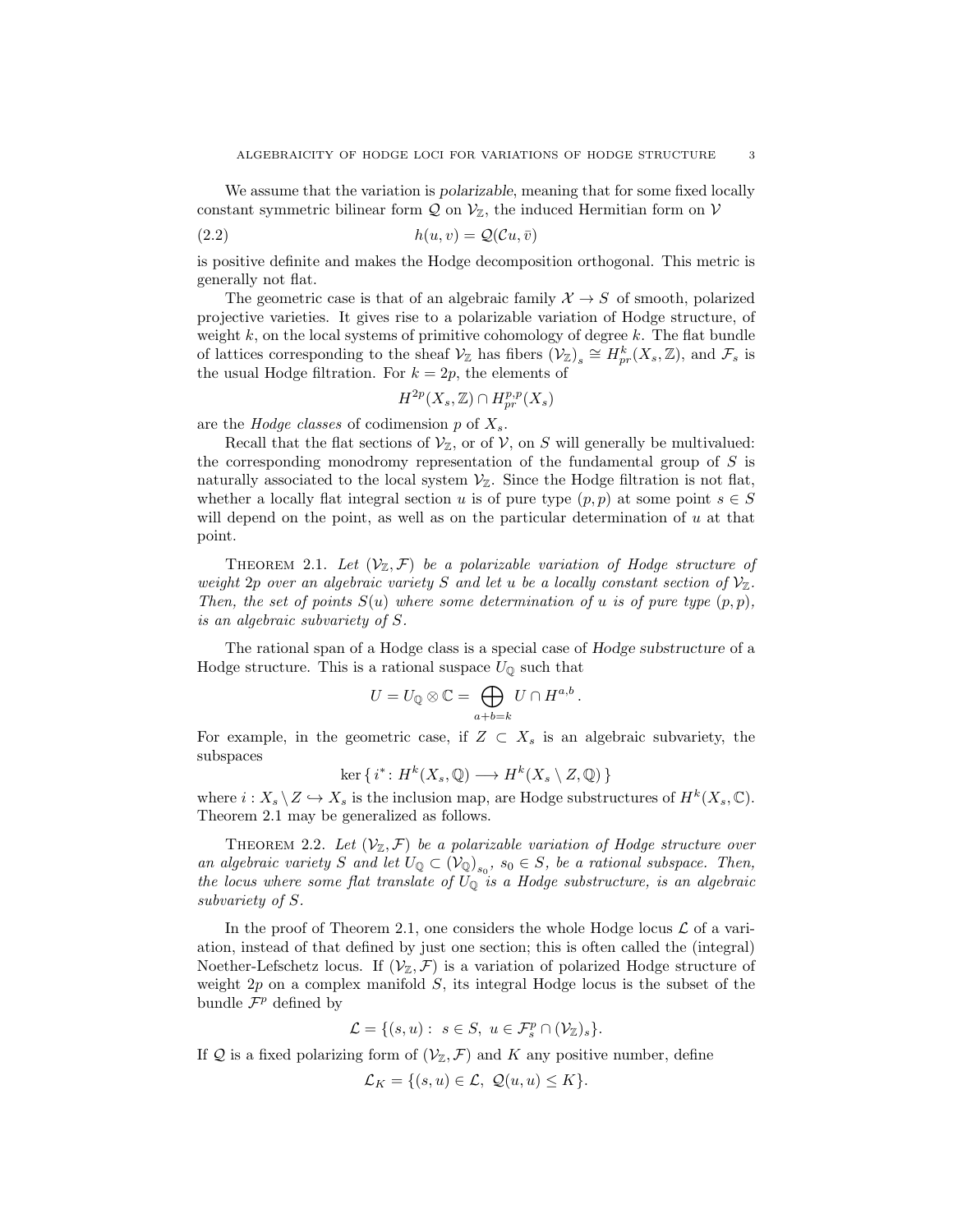We assume that the variation is *polarizable*, meaning that for some fixed locally constant symmetric bilinear form $\mathcal{Q}$ on $\mathcal{V}_{\mathbb{Z}}$, the induced Hermitian form on $\mathcal{V}$

$$h(u, v) = \mathcal{Q}(\mathcal{C}u, \bar{v}) \tag{2.2}$$

is positive definite and makes the Hodge decomposition orthogonal. This metric is generally not flat.

The geometric case is that of an algebraic family $\mathcal{X} \to S$ of smooth, polarized projective varieties. It gives rise to a polarizable variation of Hodge structure, of weight $k$, on the local systems of primitive cohomology of degree $k$. The flat bundle of lattices corresponding to the sheaf $\mathcal{V}_{\mathbb{Z}}$ has fibers $(\mathcal{V}_{\mathbb{Z}})_s \cong H^k_{pr}(X_s, \mathbb{Z})$, and $\mathcal{F}_s$ is the usual Hodge filtration. For $k = 2p$, the elements of

$$H^{2p}(X_s, \mathbb{Z}) \cap H^{p,p}_{pr}(X_s)$$

are the *Hodge classes* of codimension $p$ of $X_s$.

Recall that the flat sections of $\mathcal{V}_{\mathbb{Z}}$, or of $\mathcal{V}$, on $S$ will generally be multivalued: the corresponding monodromy representation of the fundamental group of $S$ is naturally associated to the local system $\mathcal{V}_{\mathbb{Z}}$. Since the Hodge filtration is not flat, whether a locally flat integral section $u$ is of pure type $(p, p)$ at some point $s \in S$ will depend on the point, as well as on the particular determination of $u$ at that point.

Theorem 2.1. *Let $(\mathcal{V}_{\mathbb{Z}}, \mathcal{F})$ be a polarizable variation of Hodge structure of weight $2p$ over an algebraic variety $S$ and let $u$ be a locally constant section of $\mathcal{V}_{\mathbb{Z}}$. Then, the set of points $S(u)$ where some determination of $u$ is of pure type $(p, p)$, is an algebraic subvariety of $S$.*

The rational span of a Hodge class is a special case of *Hodge substructure* of a Hodge structure. This is a rational suspace $U_{\mathbb{Q}}$ such that

$$U = U_{\mathbb{Q}} \otimes \mathbb{C} = \bigoplus_{a+b=k} U \cap H^{a,b}.$$

For example, in the geometric case, if $Z \subset X_s$ is an algebraic subvariety, the subspaces

$$\ker \{ i^* \colon H^k(X_s, \mathbb{Q}) \longrightarrow H^k(X_s \setminus Z, \mathbb{Q}) \}$$

where $i : X_s \setminus Z \hookrightarrow X_s$ is the inclusion map, are Hodge substructures of $H^k(X_s, \mathbb{C})$. Theorem 2.1 may be generalized as follows.

Theorem 2.2. *Let $(\mathcal{V}_{\mathbb{Z}}, \mathcal{F})$ be a polarizable variation of Hodge structure over an algebraic variety $S$ and let $U_{\mathbb{Q}} \subset (\mathcal{V}_{\mathbb{Q}})_{s_0}$, $s_0 \in S$, be a rational subspace. Then, the locus where some flat translate of $U_{\mathbb{Q}}$ is a Hodge substructure, is an algebraic subvariety of $S$.*

In the proof of Theorem 2.1, one considers the whole Hodge locus $\mathcal{L}$ of a variation, instead of that defined by just one section; this is often called the (integral) Noether-Lefschetz locus. If $(\mathcal{V}_{\mathbb{Z}}, \mathcal{F})$ is a variation of polarized Hodge structure of weight $2p$ on a complex manifold $S$, its integral Hodge locus is the subset of the bundle $\mathcal{F}^p$ defined by

$$\mathcal{L} = \{(s, u) : \ s \in S, \ u \in \mathcal{F}^p_s \cap (\mathcal{V}_{\mathbb{Z}})_s\}.$$

If $\mathcal{Q}$ is a fixed polarizing form of $(\mathcal{V}_{\mathbb{Z}}, \mathcal{F})$ and $K$ any positive number, define

$$\mathcal{L}_K = \{(s, u) \in \mathcal{L}, \ \mathcal{Q}(u, u) \leq K\}.$$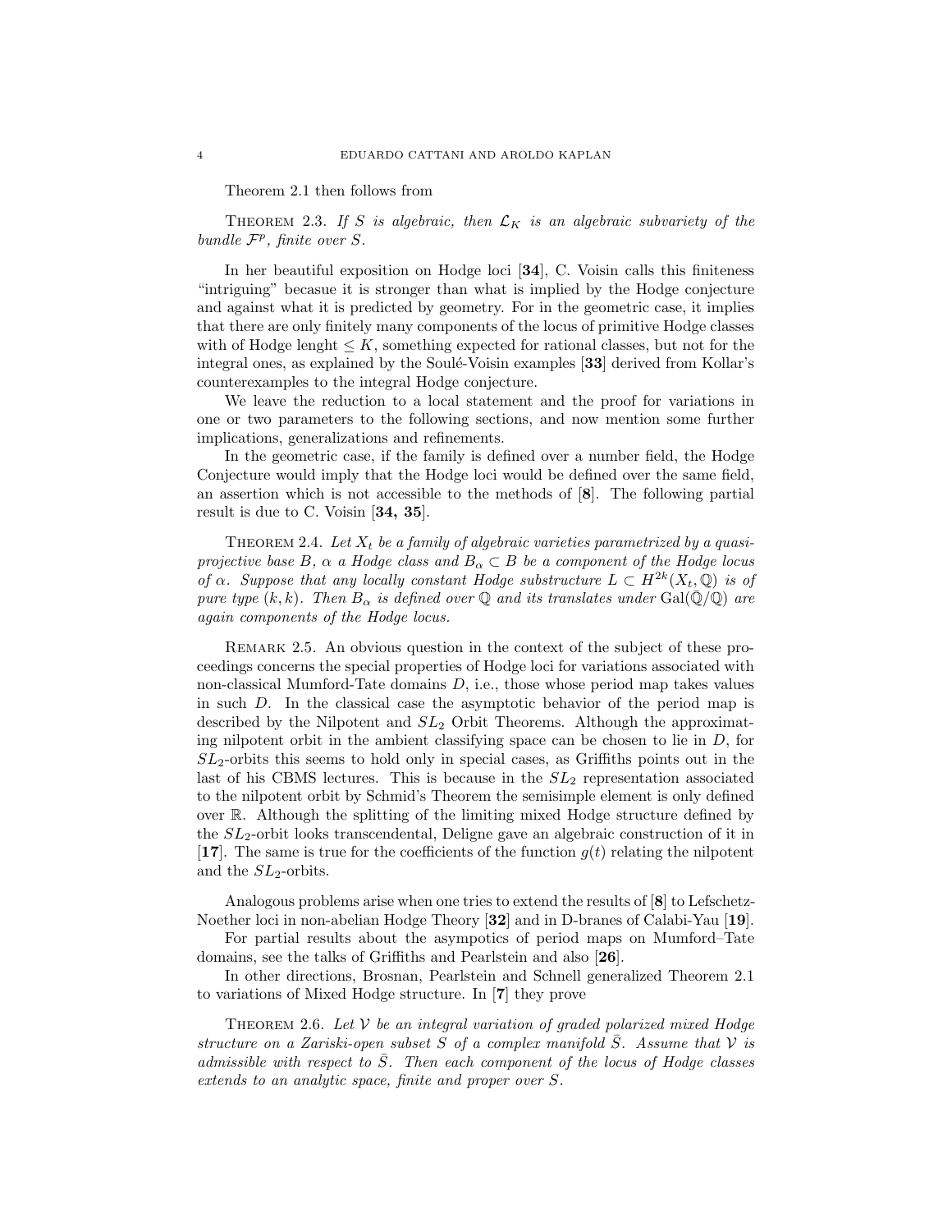Theorem 2.1 then follows from

Theorem 2.3. *If $S$ is algebraic, then $\mathcal{L}_K$ is an algebraic subvariety of the bundle $\mathcal{F}^p$, finite over $S$.*

In her beautiful exposition on Hodge loci [**34**], C. Voisin calls this finiteness "intriguing" becasue it is stronger than what is implied by the Hodge conjecture and against what it is predicted by geometry. For in the geometric case, it implies that there are only finitely many components of the locus of primitive Hodge classes with of Hodge lenght $\leq K$, something expected for rational classes, but not for the integral ones, as explained by the Soulé-Voisin examples [**33**] derived from Kollar's counterexamples to the integral Hodge conjecture.

We leave the reduction to a local statement and the proof for variations in one or two parameters to the following sections, and now mention some further implications, generalizations and refinements.

In the geometric case, if the family is defined over a number field, the Hodge Conjecture would imply that the Hodge loci would be defined over the same field, an assertion which is not accessible to the methods of [**8**]. The following partial result is due to C. Voisin [**34, 35**].

Theorem 2.4. *Let $X_t$ be a family of algebraic varieties parametrized by a quasi-projective base $B$, $\alpha$ a Hodge class and $B_\alpha \subset B$ be a component of the Hodge locus of $\alpha$. Suppose that any locally constant Hodge substructure $L \subset H^{2k}(X_t, \mathbb{Q})$ is of pure type $(k,k)$. Then $B_\alpha$ is defined over $\mathbb{Q}$ and its translates under $\mathrm{Gal}(\bar{\mathbb{Q}}/\mathbb{Q})$ are again components of the Hodge locus.*

Remark 2.5. An obvious question in the context of the subject of these proceedings concerns the special properties of Hodge loci for variations associated with non-classical Mumford-Tate domains $D$, i.e., those whose period map takes values in such $D$. In the classical case the asymptotic behavior of the period map is described by the Nilpotent and $SL_2$ Orbit Theorems. Although the approximating nilpotent orbit in the ambient classifying space can be chosen to lie in $D$, for $SL_2$-orbits this seems to hold only in special cases, as Griffiths points out in the last of his CBMS lectures. This is because in the $SL_2$ representation associated to the nilpotent orbit by Schmid's Theorem the semisimple element is only defined over $\mathbb{R}$. Although the splitting of the limiting mixed Hodge structure defined by the $SL_2$-orbit looks transcendental, Deligne gave an algebraic construction of it in [**17**]. The same is true for the coefficients of the function $g(t)$ relating the nilpotent and the $SL_2$-orbits.

Analogous problems arise when one tries to extend the results of [**8**] to Lefschetz-Noether loci in non-abelian Hodge Theory [**32**] and in D-branes of Calabi-Yau [**19**].

For partial results about the asympotics of period maps on Mumford–Tate domains, see the talks of Griffiths and Pearlstein and also [**26**].

In other directions, Brosnan, Pearlstein and Schnell generalized Theorem 2.1 to variations of Mixed Hodge structure. In [**7**] they prove

Theorem 2.6. *Let $\mathcal{V}$ be an integral variation of graded polarized mixed Hodge structure on a Zariski-open subset $S$ of a complex manifold $\bar{S}$. Assume that $\mathcal{V}$ is admissible with respect to $\bar{S}$. Then each component of the locus of Hodge classes extends to an analytic space, finite and proper over $S$.*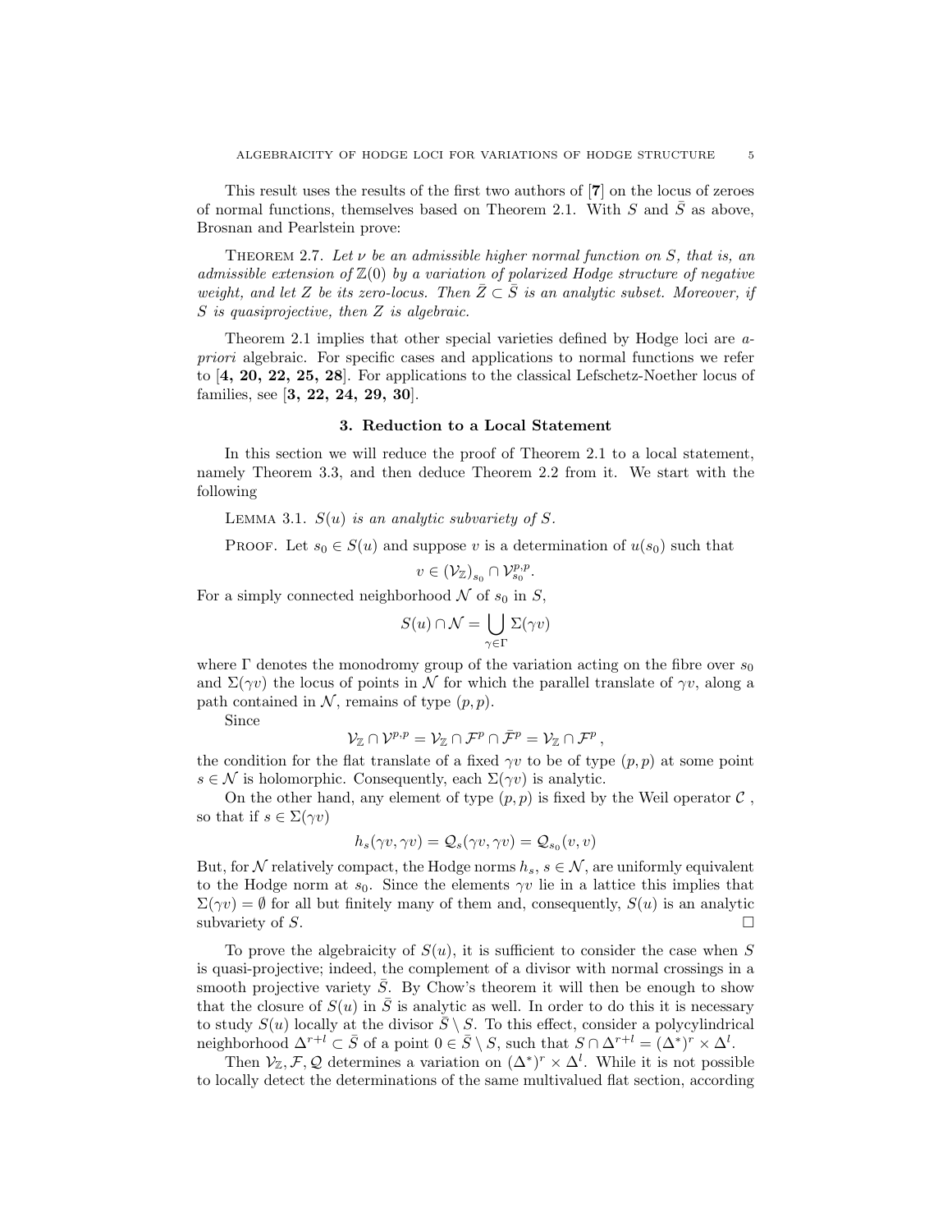This result uses the results of the first two authors of [**7**] on the locus of zeroes of normal functions, themselves based on Theorem 2.1. With $S$ and $\bar{S}$ as above, Brosnan and Pearlstein prove:

Theorem 2.7. *Let $\nu$ be an admissible higher normal function on $S$, that is, an admissible extension of $\mathbb{Z}(0)$ by a variation of polarized Hodge structure of negative weight, and let $Z$ be its zero-locus. Then $\bar{Z} \subset \bar{S}$ is an analytic subset. Moreover, if $S$ is quasiprojective, then $Z$ is algebraic.*

Theorem 2.1 implies that other special varieties defined by Hodge loci are *a-priori* algebraic. For specific cases and applications to normal functions we refer to [**4, 20, 22, 25, 28**]. For applications to the classical Lefschetz-Noether locus of families, see [**3, 22, 24, 29, 30**].

## 3. Reduction to a Local Statement

In this section we will reduce the proof of Theorem 2.1 to a local statement, namely Theorem 3.3, and then deduce Theorem 2.2 from it. We start with the following

Lemma 3.1. *$S(u)$ is an analytic subvariety of $S$.*

Proof. Let $s_0 \in S(u)$ and suppose $v$ is a determination of $u(s_0)$ such that

$$v \in (\mathcal{V}_{\mathbb{Z}})_{s_0} \cap \mathcal{V}^{p,p}_{s_0}.$$

For a simply connected neighborhood $\mathcal{N}$ of $s_0$ in $S$,

$$S(u) \cap \mathcal{N} = \bigcup_{\gamma \in \Gamma} \Sigma(\gamma v)$$

where $\Gamma$ denotes the monodromy group of the variation acting on the fibre over $s_0$ and $\Sigma(\gamma v)$ the locus of points in $\mathcal{N}$ for which the parallel translate of $\gamma v$, along a path contained in $\mathcal{N}$, remains of type $(p,p)$.

Since

$$\mathcal{V}_{\mathbb{Z}} \cap \mathcal{V}^{p,p} = \mathcal{V}_{\mathbb{Z}} \cap \mathcal{F}^p \cap \bar{\mathcal{F}}^p = \mathcal{V}_{\mathbb{Z}} \cap \mathcal{F}^p \,,$$

the condition for the flat translate of a fixed $\gamma v$ to be of type $(p,p)$ at some point $s \in \mathcal{N}$ is holomorphic. Consequently, each $\Sigma(\gamma v)$ is analytic.

On the other hand, any element of type $(p,p)$ is fixed by the Weil operator $\mathcal{C}$ , so that if $s \in \Sigma(\gamma v)$

$$h_s(\gamma v, \gamma v) = \mathcal{Q}_s(\gamma v, \gamma v) = \mathcal{Q}_{s_0}(v, v)$$

But, for $\mathcal{N}$ relatively compact, the Hodge norms $h_s$, $s \in \mathcal{N}$, are uniformly equivalent to the Hodge norm at $s_0$. Since the elements $\gamma v$ lie in a lattice this implies that $\Sigma(\gamma v) = \emptyset$ for all but finitely many of them and, consequently, $S(u)$ is an analytic subvariety of $S$. □

To prove the algebraicity of $S(u)$, it is sufficient to consider the case when $S$ is quasi-projective; indeed, the complement of a divisor with normal crossings in a smooth projective variety $\bar{S}$. By Chow's theorem it will then be enough to show that the closure of $S(u)$ in $\bar{S}$ is analytic as well. In order to do this it is necessary to study $S(u)$ locally at the divisor $\bar{S} \setminus S$. To this effect, consider a polycylindrical neighborhood $\Delta^{r+l} \subset \bar{S}$ of a point $0 \in \bar{S} \setminus S$, such that $S \cap \Delta^{r+l} = (\Delta^*)^r \times \Delta^l$.

Then $\mathcal{V}_{\mathbb{Z}}, \mathcal{F}, \mathcal{Q}$ determines a variation on $(\Delta^*)^r \times \Delta^l$. While it is not possible to locally detect the determinations of the same multivalued flat section, according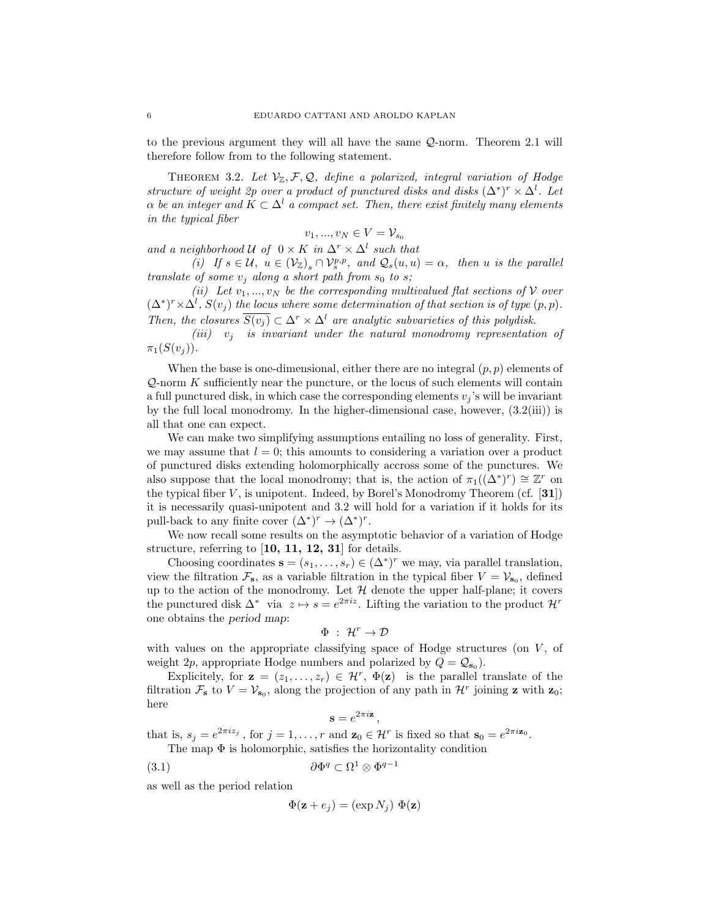to the previous argument they will all have the same $\mathcal{Q}$-norm. Theorem 2.1 will therefore follow from to the following statement.

Theorem 3.2. *Let $\mathcal{V}_{\mathbb{Z}}, \mathcal{F}, \mathcal{Q}$, define a polarized, integral variation of Hodge structure of weight 2p over a product of punctured disks and disks $(\Delta^*)^r \times \Delta^l$. Let $\alpha$ be an integer and $K \subset \Delta^l$ a compact set. Then, there exist finitely many elements in the typical fiber*

$$v_1, ..., v_N \in V = \mathcal{V}_{s_0}$$

*and a neighborhood $\mathcal{U}$ of $0 \times K$ in $\Delta^r \times \Delta^l$ such that*

*(i) If $s \in \mathcal{U},\ u \in (\mathcal{V}_{\mathbb{Z}})_s \cap \mathcal{V}_s^{p,p}$, and $\mathcal{Q}_s(u,u) = \alpha$, then $u$ is the parallel translate of some $v_j$ along a short path from $s_0$ to $s$;*

*(ii) Let $v_1, ..., v_N$ be the corresponding multivalued flat sections of $\mathcal{V}$ over $(\Delta^*)^r \times \Delta^l$, $S(v_j)$ the locus where some determination of that section is of type $(p,p)$. Then, the closures $\overline{S(v_j)} \subset \Delta^r \times \Delta^l$ are analytic subvarieties of this polydisk.*

*(iii) $v_j$ is invariant under the natural monodromy representation of $\pi_1(S(v_j))$.*

When the base is one-dimensional, either there are no integral $(p,p)$ elements of $\mathcal{Q}$-norm $K$ sufficiently near the puncture, or the locus of such elements will contain a full punctured disk, in which case the corresponding elements $v_j$'s will be invariant by the full local monodromy. In the higher-dimensional case, however, (3.2(iii)) is all that one can expect.

We can make two simplifying assumptions entailing no loss of generality. First, we may assume that $l = 0$; this amounts to considering a variation over a product of punctured disks extending holomorphically accross some of the punctures. We also suppose that the local monodromy; that is, the action of $\pi_1((\Delta^*)^r) \cong \mathbb{Z}^r$ on the typical fiber $V$, is unipotent. Indeed, by Borel's Monodromy Theorem (cf. [**31**]) it is necessarily quasi-unipotent and 3.2 will hold for a variation if it holds for its pull-back to any finite cover $(\Delta^*)^r \to (\Delta^*)^r$.

We now recall some results on the asymptotic behavior of a variation of Hodge structure, referring to [**10, 11, 12, 31**] for details.

Choosing coordinates $\mathbf{s} = (s_1, \ldots, s_r) \in (\Delta^*)^r$ we may, via parallel translation, view the filtration $\mathcal{F}_{\mathbf{s}}$, as a variable filtration in the typical fiber $V = \mathcal{V}_{\mathbf{s}_0}$, defined up to the action of the monodromy. Let $\mathcal{H}$ denote the upper half-plane; it covers the punctured disk $\Delta^*$ via $z \mapsto s = e^{2\pi i z}$. Lifting the variation to the product $\mathcal{H}^r$ one obtains the *period map*:

$$\Phi \;:\; \mathcal{H}^r \to \mathcal{D}$$

with values on the appropriate classifying space of Hodge structures (on $V$, of weight $2p$, appropriate Hodge numbers and polarized by $Q = \mathcal{Q}_{\mathbf{s}_0}$).

Explicitely, for $\mathbf{z} = (z_1, \ldots, z_r) \in \mathcal{H}^r$, $\Phi(\mathbf{z})$ is the parallel translate of the filtration $\mathcal{F}_{\mathbf{s}}$ to $V = \mathcal{V}_{\mathbf{s}_0}$, along the projection of any path in $\mathcal{H}^r$ joining $\mathbf{z}$ with $\mathbf{z}_0$; here

$$\mathbf{s} = e^{2\pi i \mathbf{z}}\,,$$

that is, $s_j = e^{2\pi i z_j}$, for $j = 1, \ldots, r$ and $\mathbf{z}_0 \in \mathcal{H}^r$ is fixed so that $\mathbf{s}_0 = e^{2\pi i \mathbf{z}_0}$.

The map $\Phi$ is holomorphic, satisfies the horizontality condition

$$\partial \Phi^q \subset \Omega^1 \otimes \Phi^{q-1} \tag{3.1}$$

as well as the period relation

$$\Phi(\mathbf{z} + e_j) = (\exp N_j)\ \Phi(\mathbf{z})$$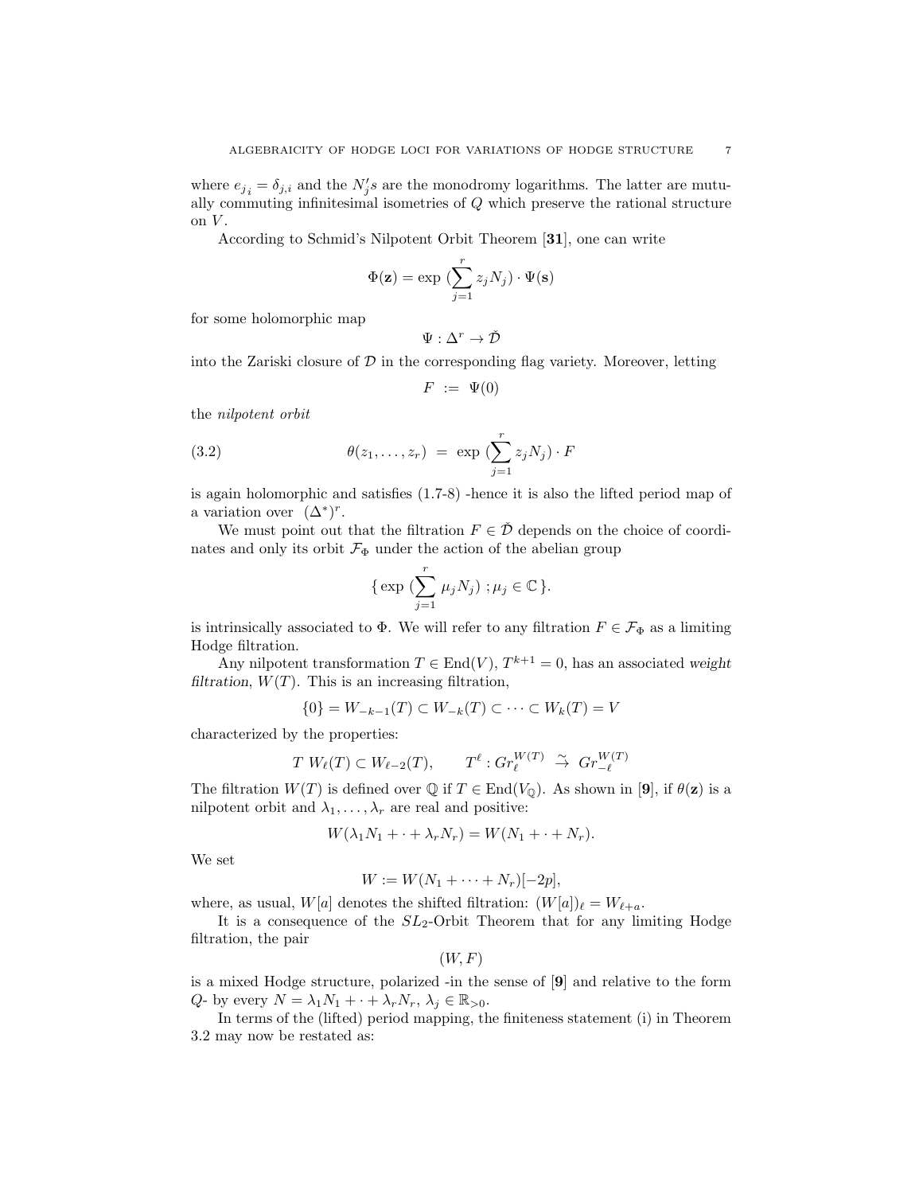where $e_{j_i} = \delta_{j,i}$ and the $N_j's$ are the monodromy logarithms. The latter are mutually commuting infinitesimal isometries of $Q$ which preserve the rational structure on $V$.

According to Schmid's Nilpotent Orbit Theorem [**31**], one can write

$$\Phi(\mathbf{z}) = \exp\,(\sum_{j=1}^{r} z_j N_j) \cdot \Psi(\mathbf{s})$$

for some holomorphic map

$$\Psi : \Delta^r \to \check{\mathcal{D}}$$

into the Zariski closure of $\mathcal{D}$ in the corresponding flag variety. Moreover, letting

$$F \;:=\; \Psi(0)$$

the *nilpotent orbit*

$$\theta(z_1, \ldots, z_r) \;=\; \exp\,(\sum_{j=1}^{r} z_j N_j) \cdot F \tag{3.2}$$

is again holomorphic and satisfies (1.7-8) -hence it is also the lifted period map of a variation over $(\Delta^*)^r$.

We must point out that the filtration $F \in \check{\mathcal{D}}$ depends on the choice of coordinates and only its orbit $\mathcal{F}_\Phi$ under the action of the abelian group

$$\{\exp\,(\sum_{j=1}^{r} \mu_j N_j)\;; \mu_j \in \mathbb{C}\,\}.$$

is intrinsically associated to $\Phi$. We will refer to any filtration $F \in \mathcal{F}_\Phi$ as a limiting Hodge filtration.

Any nilpotent transformation $T \in \mathrm{End}(V)$, $T^{k+1} = 0$, has an associated *weight filtration*, $W(T)$. This is an increasing filtration,

$$\{0\} = W_{-k-1}(T) \subset W_{-k}(T) \subset \cdots \subset W_k(T) = V$$

characterized by the properties:

$$T\; W_\ell(T) \subset W_{\ell-2}(T), \qquad T^\ell : Gr_\ell^{W(T)} \;\xrightarrow{\sim}\; Gr_{-\ell}^{W(T)}$$

The filtration $W(T)$ is defined over $\mathbb{Q}$ if $T \in \mathrm{End}(V_\mathbb{Q})$. As shown in [**9**], if $\theta(\mathbf{z})$ is a nilpotent orbit and $\lambda_1, \ldots, \lambda_r$ are real and positive:

$$W(\lambda_1 N_1 + \cdot + \lambda_r N_r) = W(N_1 + \cdot + N_r).$$

We set

$$W := W(N_1 + \cdots + N_r)[-2p],$$

where, as usual, $W[a]$ denotes the shifted filtration: $(W[a])_\ell = W_{\ell+a}$.

It is a consequence of the $SL_2$-Orbit Theorem that for any limiting Hodge filtration, the pair

$$(W, F)$$

is a mixed Hodge structure, polarized -in the sense of [**9**] and relative to the form $Q$- by every $N = \lambda_1 N_1 + \cdot + \lambda_r N_r$, $\lambda_j \in \mathbb{R}_{>0}$.

In terms of the (lifted) period mapping, the finiteness statement (i) in Theorem 3.2 may now be restated as: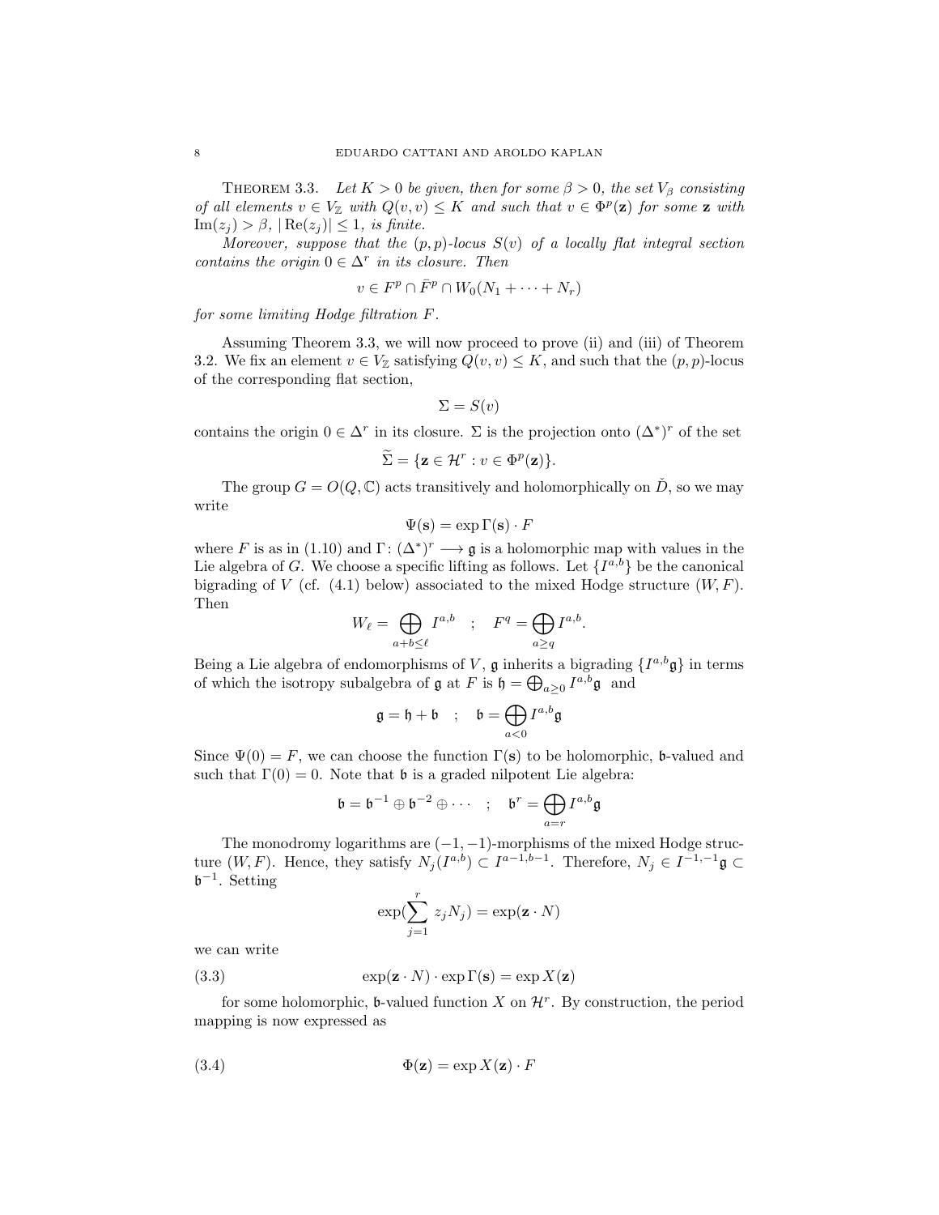THEOREM 3.3. *Let $K > 0$ be given, then for some $\beta > 0$, the set $V_\beta$ consisting of all elements $v \in V_{\mathbb{Z}}$ with $Q(v,v) \leq K$ and such that $v \in \Phi^p(\mathbf{z})$ for some $\mathbf{z}$ with $\operatorname{Im}(z_j) > \beta$, $|\operatorname{Re}(z_j)| \leq 1$, is finite.*

*Moreover, suppose that the $(p,p)$-locus $S(v)$ of a locally flat integral section contains the origin $0 \in \Delta^r$ in its closure. Then*

$$v \in F^p \cap \bar{F}^p \cap W_0(N_1 + \cdots + N_r)$$

*for some limiting Hodge filtration $F$.*

Assuming Theorem 3.3, we will now proceed to prove (ii) and (iii) of Theorem 3.2. We fix an element $v \in V_{\mathbb{Z}}$ satisfying $Q(v,v) \leq K$, and such that the $(p,p)$-locus of the corresponding flat section,

$$\Sigma = S(v)$$

contains the origin $0 \in \Delta^r$ in its closure. $\Sigma$ is the projection onto $(\Delta^*)^r$ of the set

$$\widetilde{\Sigma} = \{\mathbf{z} \in \mathcal{H}^r : v \in \Phi^p(\mathbf{z})\}.$$

The group $G = O(Q,\mathbb{C})$ acts transitively and holomorphically on $\check{D}$, so we may write

$$\Psi(\mathbf{s}) = \exp\Gamma(\mathbf{s}) \cdot F$$

where $F$ is as in (1.10) and $\Gamma\colon (\Delta^*)^r \longrightarrow \mathfrak{g}$ is a holomorphic map with values in the Lie algebra of $G$. We choose a specific lifting as follows. Let $\{I^{a,b}\}$ be the canonical bigrading of $V$ (cf. (4.1) below) associated to the mixed Hodge structure $(W,F)$. Then

$$W_\ell = \bigoplus_{a+b\leq \ell} I^{a,b} \quad ; \quad F^q = \bigoplus_{a\geq q} I^{a,b}.$$

Being a Lie algebra of endomorphisms of $V$, $\mathfrak{g}$ inherits a bigrading $\{I^{a,b}\mathfrak{g}\}$ in terms of which the isotropy subalgebra of $\mathfrak{g}$ at $F$ is $\mathfrak{h} = \bigoplus_{a\geq 0} I^{a,b}\mathfrak{g}$ and

$$\mathfrak{g} = \mathfrak{h} + \mathfrak{b} \quad ; \quad \mathfrak{b} = \bigoplus_{a<0} I^{a,b}\mathfrak{g}$$

Since $\Psi(0) = F$, we can choose the function $\Gamma(\mathbf{s})$ to be holomorphic, $\mathfrak{b}$-valued and such that $\Gamma(0) = 0$. Note that $\mathfrak{b}$ is a graded nilpotent Lie algebra:

$$\mathfrak{b} = \mathfrak{b}^{-1} \oplus \mathfrak{b}^{-2} \oplus \cdots \quad ; \quad \mathfrak{b}^r = \bigoplus_{a=r} I^{a,b}\mathfrak{g}$$

The monodromy logarithms are $(-1,-1)$-morphisms of the mixed Hodge structure $(W,F)$. Hence, they satisfy $N_j(I^{a,b}) \subset I^{a-1,b-1}$. Therefore, $N_j \in I^{-1,-1}\mathfrak{g} \subset \mathfrak{b}^{-1}$. Setting

$$\exp(\sum_{j=1}^r z_j N_j) = \exp(\mathbf{z}\cdot N)$$

we can write

$$\exp(\mathbf{z}\cdot N) \cdot \exp\Gamma(\mathbf{s}) = \exp X(\mathbf{z}) \tag{3.3}$$

for some holomorphic, $\mathfrak{b}$-valued function $X$ on $\mathcal{H}^r$. By construction, the period mapping is now expressed as

$$\Phi(\mathbf{z}) = \exp X(\mathbf{z}) \cdot F \tag{3.4}$$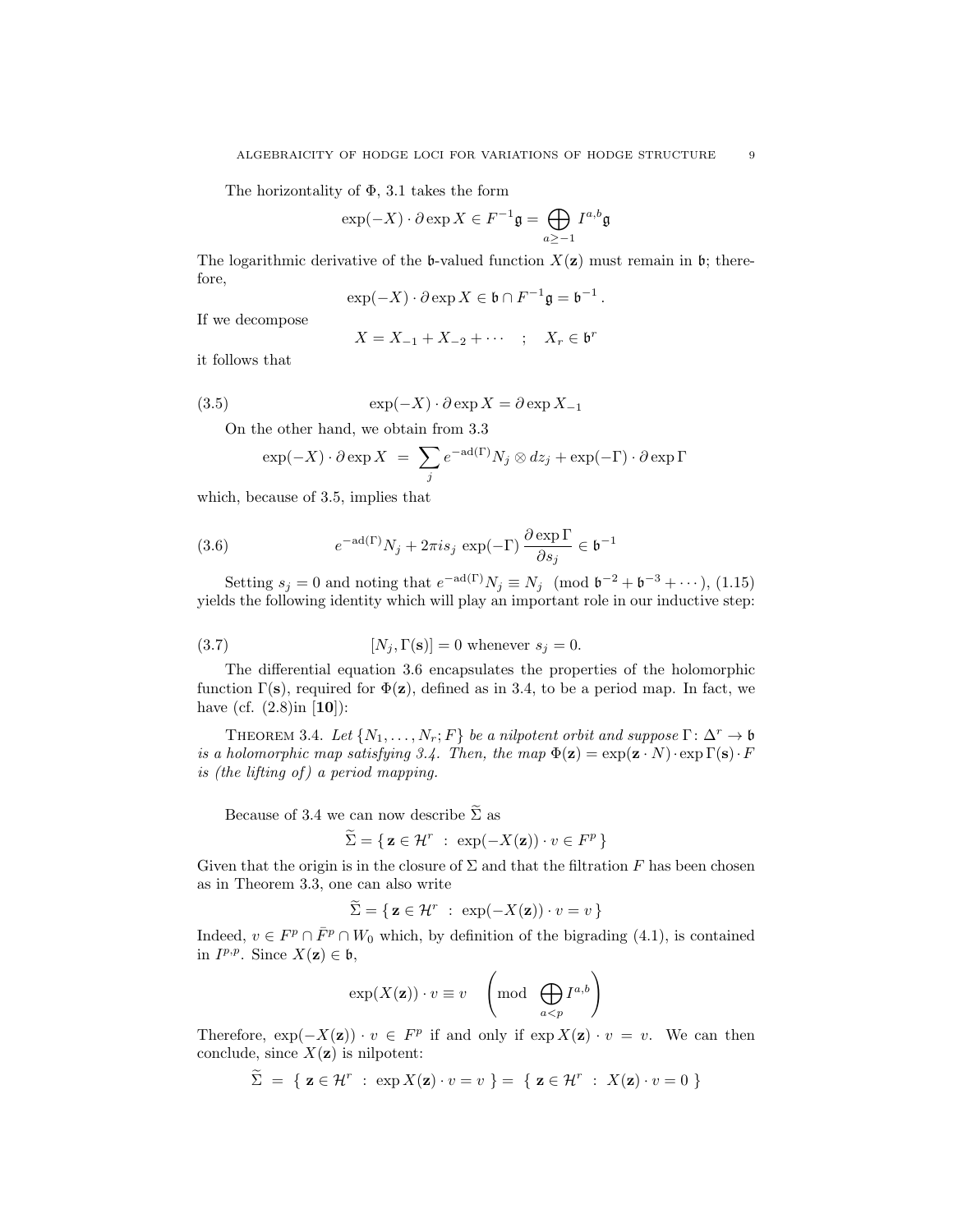The horizontality of $\Phi$, 3.1 takes the form

$$\exp(-X) \cdot \partial \exp X \in F^{-1}\mathfrak{g} = \bigoplus_{a \geq -1} I^{a,b}\mathfrak{g}$$

The logarithmic derivative of the $\mathfrak{b}$-valued function $X(\mathbf{z})$ must remain in $\mathfrak{b}$; therefore,

$$\exp(-X) \cdot \partial \exp X \in \mathfrak{b} \cap F^{-1}\mathfrak{g} = \mathfrak{b}^{-1}\,.$$

If we decompose

$$X = X_{-1} + X_{-2} + \cdots \quad ; \quad X_r \in \mathfrak{b}^r$$

it follows that

$$\exp(-X) \cdot \partial \exp X = \partial \exp X_{-1} \tag{3.5}$$

On the other hand, we obtain from 3.3

$$\exp(-X) \cdot \partial \exp X \;=\; \sum_j e^{-\mathrm{ad}(\Gamma)} N_j \otimes dz_j + \exp(-\Gamma) \cdot \partial \exp \Gamma$$

which, because of 3.5, implies that

$$e^{-\mathrm{ad}(\Gamma)} N_j + 2\pi i s_j \, \exp(-\Gamma) \, \frac{\partial \exp \Gamma}{\partial s_j} \in \mathfrak{b}^{-1} \tag{3.6}$$

Setting $s_j = 0$ and noting that $e^{-\mathrm{ad}(\Gamma)} N_j \equiv N_j \pmod{\mathfrak{b}^{-2} + \mathfrak{b}^{-3} + \cdots}$, (1.15) yields the following identity which will play an important role in our inductive step:

$$[N_j, \Gamma(\mathbf{s})] = 0 \text{ whenever } s_j = 0. \tag{3.7}$$

The differential equation 3.6 encapsulates the properties of the holomorphic function $\Gamma(\mathbf{s})$, required for $\Phi(\mathbf{z})$, defined as in 3.4, to be a period map. In fact, we have (cf. (2.8)in [**10**]):

THEOREM 3.4. *Let $\{N_1, \ldots, N_r; F\}$ be a nilpotent orbit and suppose $\Gamma\colon \Delta^r \to \mathfrak{b}$ is a holomorphic map satisfying 3.4. Then, the map $\Phi(\mathbf{z}) = \exp(\mathbf{z} \cdot N) \cdot \exp \Gamma(\mathbf{s}) \cdot F$ is (the lifting of) a period mapping.*

Because of 3.4 we can now describe $\widetilde{\Sigma}$ as

$$\widetilde{\Sigma} = \{\, \mathbf{z} \in \mathcal{H}^r \;:\; \exp(-X(\mathbf{z})) \cdot v \in F^p \,\}$$

Given that the origin is in the closure of $\Sigma$ and that the filtration $F$ has been chosen as in Theorem 3.3, one can also write

$$\widetilde{\Sigma} = \{\, \mathbf{z} \in \mathcal{H}^r \;:\; \exp(-X(\mathbf{z})) \cdot v = v \,\}$$

Indeed, $v \in F^p \cap \bar{F}^p \cap W_0$ which, by definition of the bigrading (4.1), is contained in $I^{p,p}$. Since $X(\mathbf{z}) \in \mathfrak{b}$,

$$\exp(X(\mathbf{z})) \cdot v \equiv v \quad \left( \mathrm{mod} \;\; \bigoplus_{a<p} I^{a,b} \right)$$

Therefore, $\exp(-X(\mathbf{z})) \cdot v \in F^p$ if and only if $\exp X(\mathbf{z}) \cdot v = v$. We can then conclude, since $X(\mathbf{z})$ is nilpotent:

$$\widetilde{\Sigma} \;=\; \{\; \mathbf{z} \in \mathcal{H}^r \;:\; \exp X(\mathbf{z}) \cdot v = v \;\} = \{\; \mathbf{z} \in \mathcal{H}^r \;:\; X(\mathbf{z}) \cdot v = 0 \;\}$$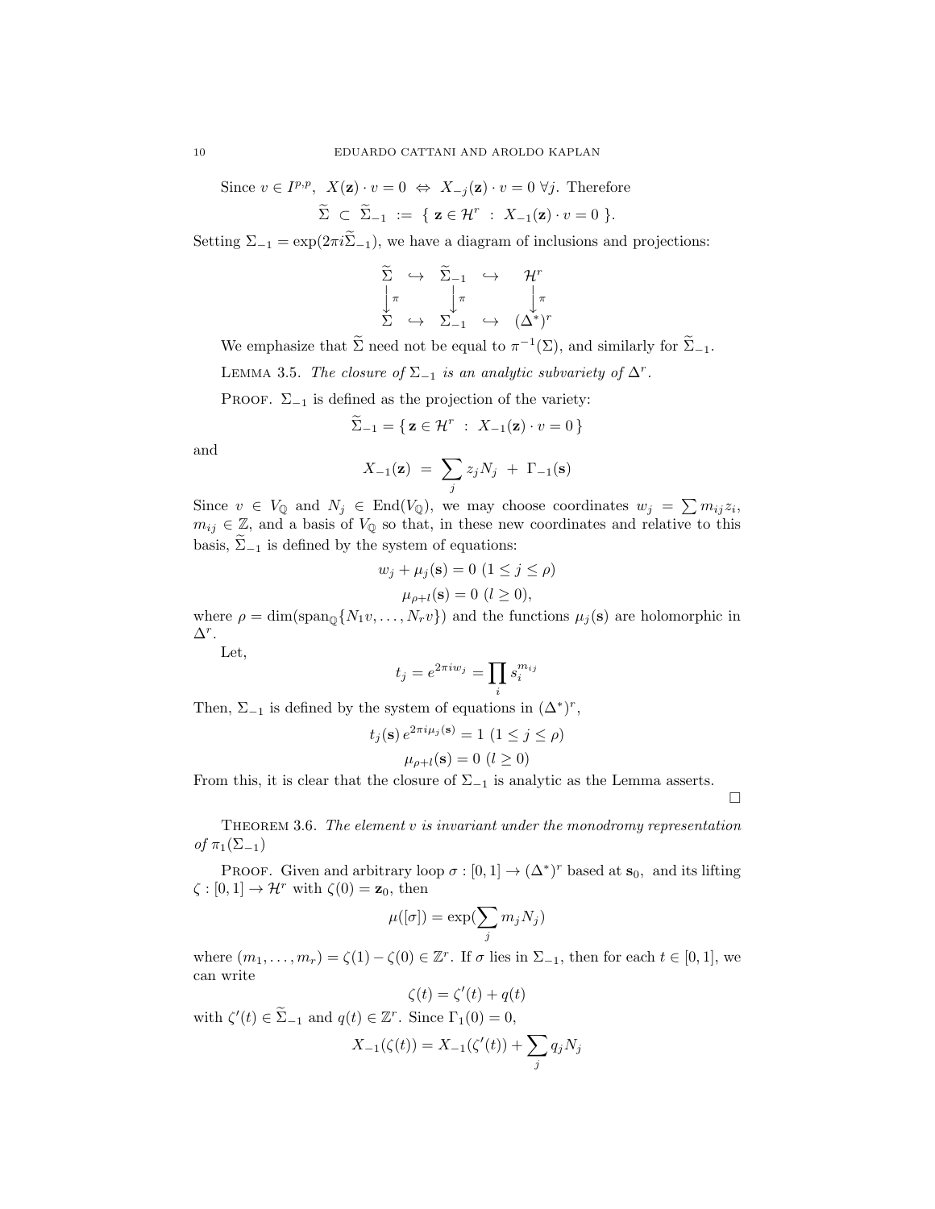Since $v \in I^{p,p}$, $X(\mathbf{z}) \cdot v = 0 \;\Leftrightarrow\; X_{-j}(\mathbf{z}) \cdot v = 0 \;\forall j$. Therefore

$$\widetilde{\Sigma} \;\subset\; \widetilde{\Sigma}_{-1} \;:=\; \{\, \mathbf{z} \in \mathcal{H}^r \;:\; X_{-1}(\mathbf{z}) \cdot v = 0 \,\}.$$

Setting $\Sigma_{-1} = \exp(2\pi i \widetilde{\Sigma}_{-1})$, we have a diagram of inclusions and projections:

$$\begin{array}{ccccc}
\widetilde{\Sigma} & \hookrightarrow & \widetilde{\Sigma}_{-1} & \hookrightarrow & \mathcal{H}^r \\
\big\downarrow \pi & & \big\downarrow \pi & & \big\downarrow \pi \\
\Sigma & \hookrightarrow & \Sigma_{-1} & \hookrightarrow & (\Delta^*)^r
\end{array}$$

We emphasize that $\widetilde{\Sigma}$ need not be equal to $\pi^{-1}(\Sigma)$, and similarly for $\widetilde{\Sigma}_{-1}$.

Lemma 3.5. *The closure of $\Sigma_{-1}$ is an analytic subvariety of $\Delta^r$.*

Proof. $\Sigma_{-1}$ is defined as the projection of the variety:

$$\widetilde{\Sigma}_{-1} = \{\, \mathbf{z} \in \mathcal{H}^r \;:\; X_{-1}(\mathbf{z}) \cdot v = 0 \,\}$$

and

$$X_{-1}(\mathbf{z}) \;=\; \sum_j z_j N_j \;+\; \Gamma_{-1}(\mathbf{s})$$

Since $v \in V_{\mathbb{Q}}$ and $N_j \in \mathrm{End}(V_{\mathbb{Q}})$, we may choose coordinates $w_j = \sum m_{ij} z_i$, $m_{ij} \in \mathbb{Z}$, and a basis of $V_{\mathbb{Q}}$ so that, in these new coordinates and relative to this basis, $\widetilde{\Sigma}_{-1}$ is defined by the system of equations:

$$w_j + \mu_j(\mathbf{s}) = 0 \;\; (1 \le j \le \rho)$$
$$\mu_{\rho+l}(\mathbf{s}) = 0 \;\; (l \ge 0),$$

where $\rho = \dim(\mathrm{span}_{\mathbb{Q}}\{N_1 v, \ldots, N_r v\})$ and the functions $\mu_j(\mathbf{s})$ are holomorphic in $\Delta^r$.

Let,

$$t_j = e^{2\pi i w_j} = \prod_i s_i^{m_{ij}}$$

Then, $\Sigma_{-1}$ is defined by the system of equations in $(\Delta^*)^r$,

$$t_j(\mathbf{s})\, e^{2\pi i \mu_j(\mathbf{s})} = 1 \;\; (1 \le j \le \rho)$$
$$\mu_{\rho+l}(\mathbf{s}) = 0 \;\; (l \ge 0)$$

From this, it is clear that the closure of $\Sigma_{-1}$ is analytic as the Lemma asserts. $\square$

Theorem 3.6. *The element $v$ is invariant under the monodromy representation of $\pi_1(\Sigma_{-1})$*

Proof. Given and arbitrary loop $\sigma : [0,1] \to (\Delta^*)^r$ based at $\mathbf{s}_0$, and its lifting $\zeta : [0,1] \to \mathcal{H}^r$ with $\zeta(0) = \mathbf{z}_0$, then

$$\mu([\sigma]) = \exp(\sum_j m_j N_j)$$

where $(m_1, \ldots, m_r) = \zeta(1) - \zeta(0) \in \mathbb{Z}^r$. If $\sigma$ lies in $\Sigma_{-1}$, then for each $t \in [0,1]$, we can write

$$\zeta(t) = \zeta'(t) + q(t)$$

with $\zeta'(t) \in \widetilde{\Sigma}_{-1}$ and $q(t) \in \mathbb{Z}^r$. Since $\Gamma_1(0) = 0$,

$$X_{-1}(\zeta(t)) = X_{-1}(\zeta'(t)) + \sum_j q_j N_j$$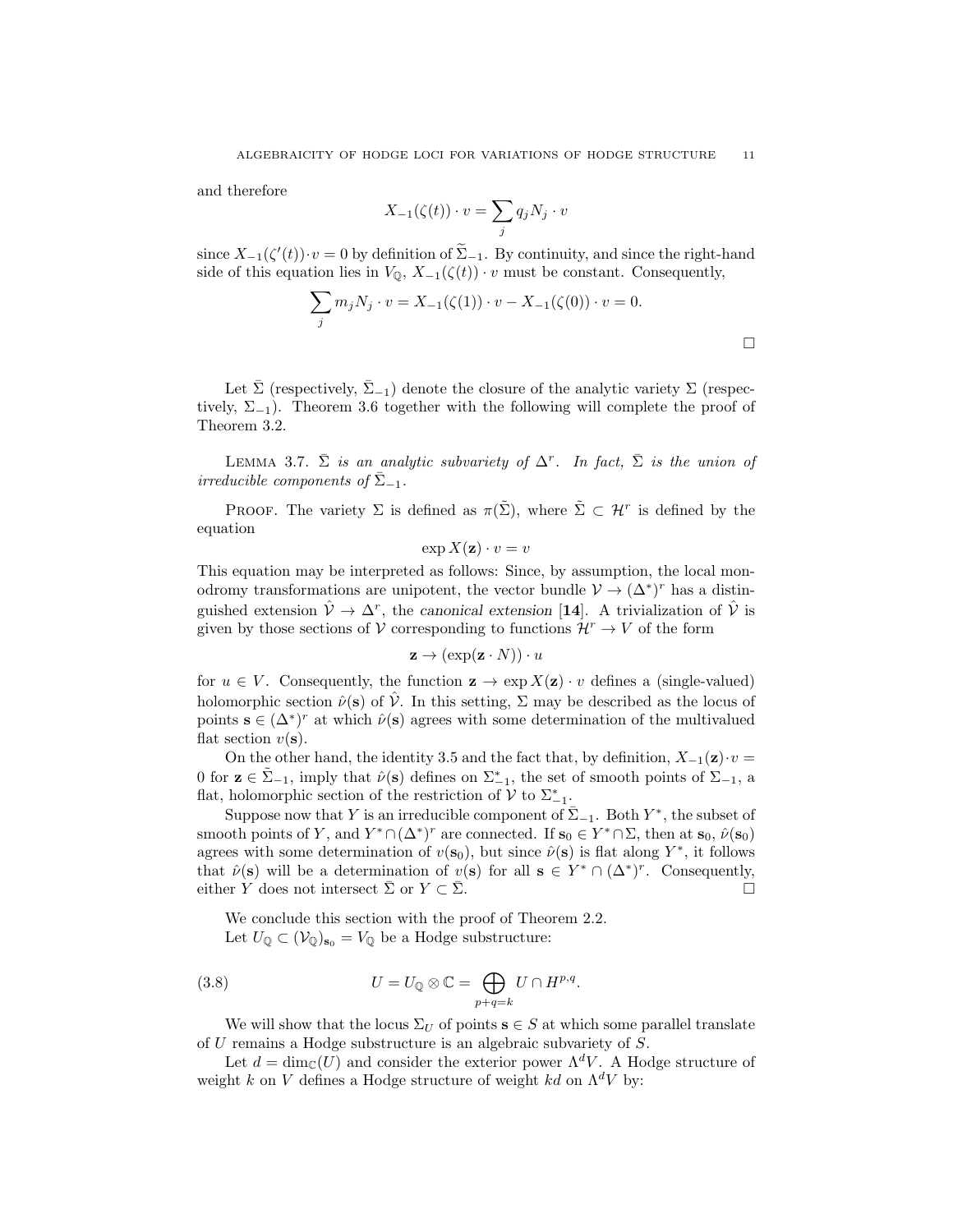and therefore

$$X_{-1}(\zeta(t)) \cdot v = \sum_j q_j N_j \cdot v$$

since $X_{-1}(\zeta'(t))\cdot v = 0$ by definition of $\widetilde{\Sigma}_{-1}$. By continuity, and since the right-hand side of this equation lies in $V_{\mathbb{Q}}$, $X_{-1}(\zeta(t)) \cdot v$ must be constant. Consequently,

$$\sum_j m_j N_j \cdot v = X_{-1}(\zeta(1)) \cdot v - X_{-1}(\zeta(0)) \cdot v = 0.$$

□

Let $\bar{\Sigma}$ (respectively, $\bar{\Sigma}_{-1}$) denote the closure of the analytic variety $\Sigma$ (respectively, $\Sigma_{-1}$). Theorem 3.6 together with the following will complete the proof of Theorem 3.2.

Lemma 3.7. *$\bar{\Sigma}$ is an analytic subvariety of $\Delta^r$. In fact, $\bar{\Sigma}$ is the union of irreducible components of $\bar{\Sigma}_{-1}$.*

Proof. The variety $\Sigma$ is defined as $\pi(\tilde{\Sigma})$, where $\tilde{\Sigma} \subset \mathcal{H}^r$ is defined by the equation

$$\exp X(\mathbf{z}) \cdot v = v$$

This equation may be interpreted as follows: Since, by assumption, the local monodromy transformations are unipotent, the vector bundle $\mathcal{V} \to (\Delta^*)^r$ has a distinguished extension $\hat{\mathcal{V}} \to \Delta^r$, the *canonical extension* [**14**]. A trivialization of $\hat{\mathcal{V}}$ is given by those sections of $\mathcal{V}$ corresponding to functions $\mathcal{H}^r \to V$ of the form

$$\mathbf{z} \to (\exp(\mathbf{z} \cdot N)) \cdot u$$

for $u \in V$. Consequently, the function $\mathbf{z} \to \exp X(\mathbf{z}) \cdot v$ defines a (single-valued) holomorphic section $\hat{\nu}(\mathbf{s})$ of $\hat{\mathcal{V}}$. In this setting, $\Sigma$ may be described as the locus of points $\mathbf{s} \in (\Delta^*)^r$ at which $\hat{\nu}(\mathbf{s})$ agrees with some determination of the multivalued flat section $v(\mathbf{s})$.

On the other hand, the identity 3.5 and the fact that, by definition, $X_{-1}(\mathbf{z})\cdot v = 0$ for $\mathbf{z} \in \tilde{\Sigma}_{-1}$, imply that $\hat{\nu}(\mathbf{s})$ defines on $\Sigma_{-1}^*$, the set of smooth points of $\Sigma_{-1}$, a flat, holomorphic section of the restriction of $\mathcal{V}$ to $\Sigma_{-1}^*$.

Suppose now that $Y$ is an irreducible component of $\bar{\Sigma}_{-1}$. Both $Y^*$, the subset of smooth points of $Y$, and $Y^* \cap (\Delta^*)^r$ are connected. If $\mathbf{s}_0 \in Y^* \cap \Sigma$, then at $\mathbf{s}_0$, $\hat{\nu}(\mathbf{s}_0)$ agrees with some determination of $v(\mathbf{s}_0)$, but since $\hat{\nu}(\mathbf{s})$ is flat along $Y^*$, it follows that $\hat{\nu}(\mathbf{s})$ will be a determination of $v(\mathbf{s})$ for all $\mathbf{s} \in Y^* \cap (\Delta^*)^r$. Consequently, either $Y$ does not intersect $\bar{\Sigma}$ or $Y \subset \bar{\Sigma}$. □

We conclude this section with the proof of Theorem 2.2.

Let $U_{\mathbb{Q}} \subset (\mathcal{V}_{\mathbb{Q}})_{\mathbf{s}_0} = V_{\mathbb{Q}}$ be a Hodge substructure:

$$U = U_{\mathbb{Q}} \otimes \mathbb{C} = \bigoplus_{p+q=k} U \cap H^{p,q}. \tag{3.8}$$

We will show that the locus $\Sigma_U$ of points $\mathbf{s} \in S$ at which some parallel translate of $U$ remains a Hodge substructure is an algebraic subvariety of $S$.

Let $d = \dim_{\mathbb{C}}(U)$ and consider the exterior power $\Lambda^d V$. A Hodge structure of weight $k$ on $V$ defines a Hodge structure of weight $kd$ on $\Lambda^d V$ by: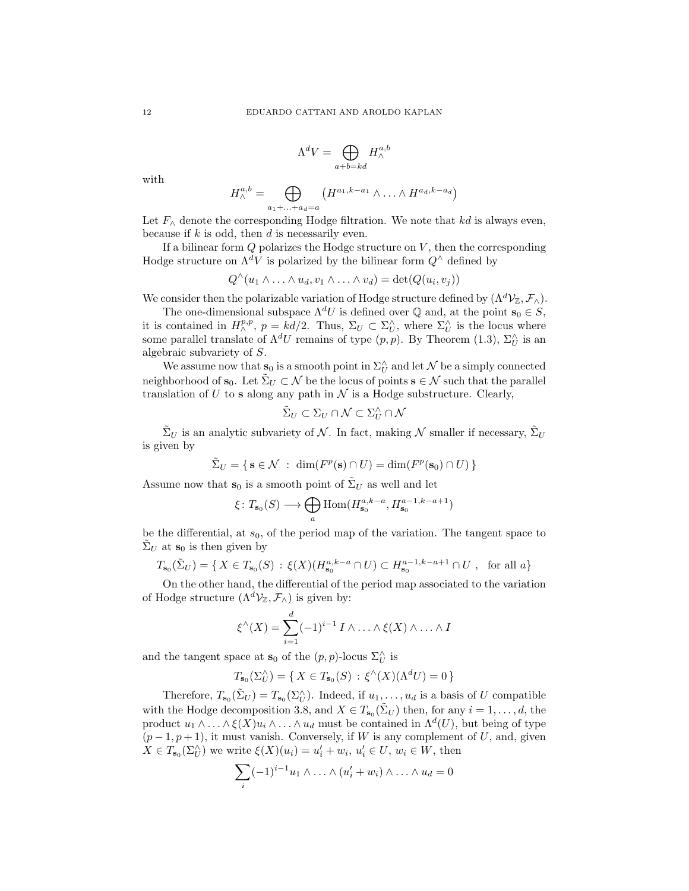$$\Lambda^d V = \bigoplus_{a+b=kd} H_\wedge^{a,b}$$

with

$$H_\wedge^{a,b} = \bigoplus_{a_1+\ldots+a_d=a} \left(H^{a_1,k-a_1} \wedge \ldots \wedge H^{a_d,k-a_d}\right)$$

Let $F_\wedge$ denote the corresponding Hodge filtration. We note that $kd$ is always even, because if $k$ is odd, then $d$ is necessarily even.

If a bilinear form $Q$ polarizes the Hodge structure on $V$, then the corresponding Hodge structure on $\Lambda^d V$ is polarized by the bilinear form $Q^\wedge$ defined by

$$Q^\wedge(u_1 \wedge \ldots \wedge u_d, v_1 \wedge \ldots \wedge v_d) = \det(Q(u_i, v_j))$$

We consider then the polarizable variation of Hodge structure defined by $(\Lambda^d \mathcal{V}_\mathbb{Z}, \mathcal{F}_\wedge)$.

The one-dimensional subspace $\Lambda^d U$ is defined over $\mathbb{Q}$ and, at the point $\mathbf{s}_0 \in S$, it is contained in $H_\wedge^{p,p}$, $p = kd/2$. Thus, $\Sigma_U \subset \Sigma_U^\wedge$, where $\Sigma_U^\wedge$ is the locus where some parallel translate of $\Lambda^d U$ remains of type $(p,p)$. By Theorem (1.3), $\Sigma_U^\wedge$ is an algebraic subvariety of $S$.

We assume now that $\mathbf{s}_0$ is a smooth point in $\Sigma_U^\wedge$ and let $\mathcal{N}$ be a simply connected neighborhood of $\mathbf{s}_0$. Let $\tilde{\Sigma}_U \subset \mathcal{N}$ be the locus of points $\mathbf{s} \in \mathcal{N}$ such that the parallel translation of $U$ to $\mathbf{s}$ along any path in $\mathcal{N}$ is a Hodge substructure. Clearly,

$$\tilde{\Sigma}_U \subset \Sigma_U \cap \mathcal{N} \subset \Sigma_U^\wedge \cap \mathcal{N}$$

$\tilde{\Sigma}_U$ is an analytic subvariety of $\mathcal{N}$. In fact, making $\mathcal{N}$ smaller if necessary, $\tilde{\Sigma}_U$ is given by

$$\tilde{\Sigma}_U = \{\, \mathbf{s} \in \mathcal{N} \;:\; \dim(F^p(\mathbf{s}) \cap U) = \dim(F^p(\mathbf{s}_0) \cap U)\,\}$$

Assume now that $\mathbf{s}_0$ is a smooth point of $\tilde{\Sigma}_U$ as well and let

$$\xi \colon T_{\mathbf{s}_0}(S) \longrightarrow \bigoplus_a \operatorname{Hom}(H_{\mathbf{s}_0}^{a,k-a}, H_{\mathbf{s}_0}^{a-1,k-a+1})$$

be the differential, at $s_0$, of the period map of the variation. The tangent space to $\tilde{\Sigma}_U$ at $\mathbf{s}_0$ is then given by

$$T_{\mathbf{s}_0}(\tilde{\Sigma}_U) = \{\, X \in T_{\mathbf{s}_0}(S) \,:\, \xi(X)(H_{\mathbf{s}_0}^{a,k-a} \cap U) \subset H_{\mathbf{s}_0}^{a-1,k-a+1} \cap U \;,\;\; \text{for all } a \}$$

On the other hand, the differential of the period map associated to the variation of Hodge structure $(\Lambda^d \mathcal{V}_\mathbb{Z}, \mathcal{F}_\wedge)$ is given by:

$$\xi^\wedge(X) = \sum_{i=1}^{d} (-1)^{i-1}\, I \wedge \ldots \wedge \xi(X) \wedge \ldots \wedge I$$

and the tangent space at $\mathbf{s}_0$ of the $(p,p)$-locus $\Sigma_U^\wedge$ is

$$T_{\mathbf{s}_0}(\Sigma_U^\wedge) = \{\, X \in T_{\mathbf{s}_0}(S) \,:\, \xi^\wedge(X)(\Lambda^d U) = 0 \,\}$$

Therefore, $T_{\mathbf{s}_0}(\tilde{\Sigma}_U) = T_{\mathbf{s}_0}(\Sigma_U^\wedge)$. Indeed, if $u_1, \ldots, u_d$ is a basis of $U$ compatible with the Hodge decomposition 3.8, and $X \in T_{\mathbf{s}_0}(\tilde{\Sigma}_U)$ then, for any $i = 1, \ldots, d$, the product $u_1 \wedge \ldots \wedge \xi(X) u_i \wedge \ldots \wedge u_d$ must be contained in $\Lambda^d(U)$, but being of type $(p-1, p+1)$, it must vanish. Conversely, if $W$ is any complement of $U$, and, given $X \in T_{\mathbf{s}_0}(\Sigma_U^\wedge)$ we write $\xi(X)(u_i) = u_i' + w_i$, $u_i' \in U$, $w_i \in W$, then

$$\sum_i (-1)^{i-1} u_1 \wedge \ldots \wedge (u_i' + w_i) \wedge \ldots \wedge u_d = 0$$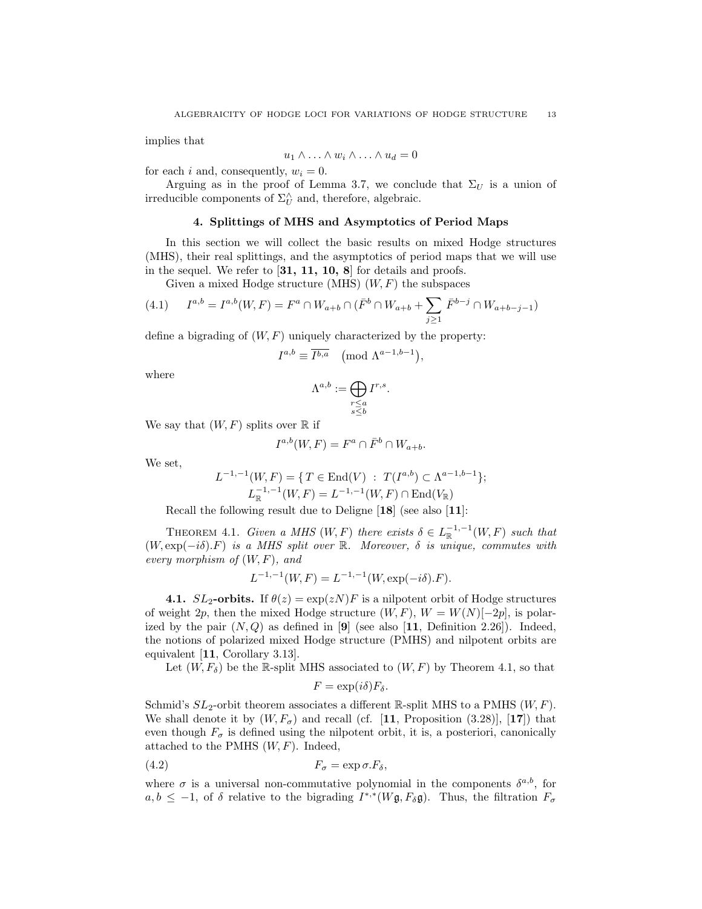implies that

$$u_1 \wedge \ldots \wedge w_i \wedge \ldots \wedge u_d = 0$$

for each $i$ and, consequently, $w_i = 0$.

Arguing as in the proof of Lemma 3.7, we conclude that $\Sigma_U$ is a union of irreducible components of $\Sigma_U^\wedge$ and, therefore, algebraic.

## 4. Splittings of MHS and Asymptotics of Period Maps

In this section we will collect the basic results on mixed Hodge structures (MHS), their real splittings, and the asymptotics of period maps that we will use in the sequel. We refer to [**31, 11, 10, 8**] for details and proofs.

Given a mixed Hodge structure (MHS) $(W, F)$ the subspaces

$$I^{a,b} = I^{a,b}(W,F) = F^a \cap W_{a+b} \cap (\bar{F}^b \cap W_{a+b} + \sum_{j \geq 1} \bar{F}^{b-j} \cap W_{a+b-j-1}) \tag{4.1}$$

define a bigrading of $(W, F)$ uniquely characterized by the property:

$$I^{a,b} \equiv \overline{I^{b,a}} \pmod{\Lambda^{a-1,b-1}},$$

where

$$\Lambda^{a,b} := \bigoplus_{\substack{r \leq a \\ s \leq b}} I^{r,s}.$$

We say that $(W, F)$ splits over $\mathbb{R}$ if

$$I^{a,b}(W,F) = F^a \cap \bar{F}^b \cap W_{a+b}.$$

We set,

$$L^{-1,-1}(W,F) = \{\, T \in \operatorname{End}(V) \;:\; T(I^{a,b}) \subset \Lambda^{a-1,b-1}\};$$
$$L^{-1,-1}_{\mathbb{R}}(W,F) = L^{-1,-1}(W,F) \cap \operatorname{End}(V_{\mathbb{R}})$$

Recall the following result due to Deligne [**18**] (see also [**11**]:

Theorem 4.1. *Given a MHS $(W, F)$ there exists $\delta \in L^{-1,-1}_{\mathbb{R}}(W,F)$ such that $(W, \exp(-i\delta).F)$ is a MHS split over $\mathbb{R}$. Moreover, $\delta$ is unique, commutes with every morphism of $(W, F)$, and*

$$L^{-1,-1}(W,F) = L^{-1,-1}(W, \exp(-i\delta).F).$$

**4.1. $SL_2$-orbits.** If $\theta(z) = \exp(zN)F$ is a nilpotent orbit of Hodge structures of weight $2p$, then the mixed Hodge structure $(W, F)$, $W = W(N)[-2p]$, is polarized by the pair $(N, Q)$ as defined in [**9**] (see also [**11**, Definition 2.26]). Indeed, the notions of polarized mixed Hodge structure (PMHS) and nilpotent orbits are equivalent [**11**, Corollary 3.13].

Let $(W, F_\delta)$ be the $\mathbb{R}$-split MHS associated to $(W, F)$ by Theorem 4.1, so that

$$F = \exp(i\delta)F_\delta.$$

Schmid's $SL_2$-orbit theorem associates a different $\mathbb{R}$-split MHS to a PMHS $(W, F)$. We shall denote it by $(W, F_\sigma)$ and recall (cf. [**11**, Proposition (3.28)], [**17**]) that even though $F_\sigma$ is defined using the nilpotent orbit, it is, a posteriori, canonically attached to the PMHS $(W, F)$. Indeed,

$$F_\sigma = \exp \sigma . F_\delta, \tag{4.2}$$

where $\sigma$ is a universal non-commutative polynomial in the components $\delta^{a,b}$, for $a, b \leq -1$, of $\delta$ relative to the bigrading $I^{*,*}(W\mathfrak{g}, F_\delta\mathfrak{g})$. Thus, the filtration $F_\sigma$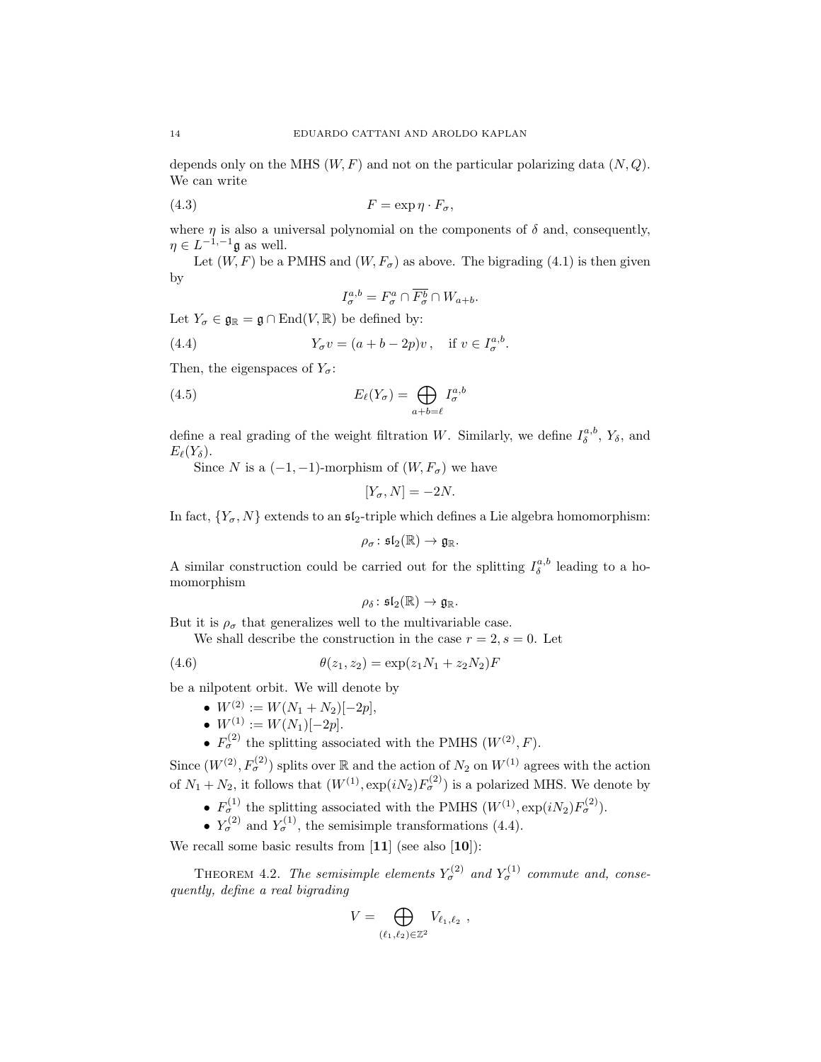depends only on the MHS $(W, F)$ and not on the particular polarizing data $(N, Q)$. We can write

$$F = \exp \eta \cdot F_\sigma, \tag{4.3}$$

where $\eta$ is also a universal polynomial on the components of $\delta$ and, consequently, $\eta \in L^{-1,-1}\mathfrak{g}$ as well.

Let $(W, F)$ be a PMHS and $(W, F_\sigma)$ as above. The bigrading (4.1) is then given by

$$I_\sigma^{a,b} = F_\sigma^a \cap \overline{F_\sigma^b} \cap W_{a+b}.$$

Let $Y_\sigma \in \mathfrak{g}_\mathbb{R} = \mathfrak{g} \cap \operatorname{End}(V, \mathbb{R})$ be defined by:

$$Y_\sigma v = (a + b - 2p)v\,, \quad \text{if } v \in I_\sigma^{a,b}. \tag{4.4}$$

Then, the eigenspaces of $Y_\sigma$:

$$E_\ell(Y_\sigma) = \bigoplus_{a+b=\ell} I_\sigma^{a,b} \tag{4.5}$$

define a real grading of the weight filtration $W$. Similarly, we define $I_\delta^{a,b}$, $Y_\delta$, and $E_\ell(Y_\delta)$.

Since $N$ is a $(-1,-1)$-morphism of $(W, F_\sigma)$ we have

$$[Y_\sigma, N] = -2N.$$

In fact, $\{Y_\sigma, N\}$ extends to an $\mathfrak{sl}_2$-triple which defines a Lie algebra homomorphism:

$$\rho_\sigma \colon \mathfrak{sl}_2(\mathbb{R}) \to \mathfrak{g}_\mathbb{R}.$$

A similar construction could be carried out for the splitting $I_\delta^{a,b}$ leading to a homomorphism

$$\rho_\delta \colon \mathfrak{sl}_2(\mathbb{R}) \to \mathfrak{g}_\mathbb{R}.$$

But it is $\rho_\sigma$ that generalizes well to the multivariable case.

We shall describe the construction in the case $r = 2, s = 0$. Let

$$\theta(z_1, z_2) = \exp(z_1 N_1 + z_2 N_2) F \tag{4.6}$$

be a nilpotent orbit. We will denote by

- $W^{(2)} := W(N_1 + N_2)[-2p]$,
- $W^{(1)} := W(N_1)[-2p]$.
- $F_\sigma^{(2)}$ the splitting associated with the PMHS $(W^{(2)}, F)$.

Since $(W^{(2)}, F_\sigma^{(2)})$ splits over $\mathbb{R}$ and the action of $N_2$ on $W^{(1)}$ agrees with the action of $N_1 + N_2$, it follows that $(W^{(1)}, \exp(iN_2)F_\sigma^{(2)})$ is a polarized MHS. We denote by

- $F_\sigma^{(1)}$ the splitting associated with the PMHS $(W^{(1)}, \exp(iN_2)F_\sigma^{(2)})$.
- $Y_\sigma^{(2)}$ and $Y_\sigma^{(1)}$, the semisimple transformations (4.4).

We recall some basic results from [**11**] (see also [**10**]):

Theorem 4.2. *The semisimple elements $Y_\sigma^{(2)}$ and $Y_\sigma^{(1)}$ commute and, consequently, define a real bigrading*

$$V = \bigoplus_{(\ell_1, \ell_2) \in \mathbb{Z}^2} V_{\ell_1, \ell_2}\ ,$$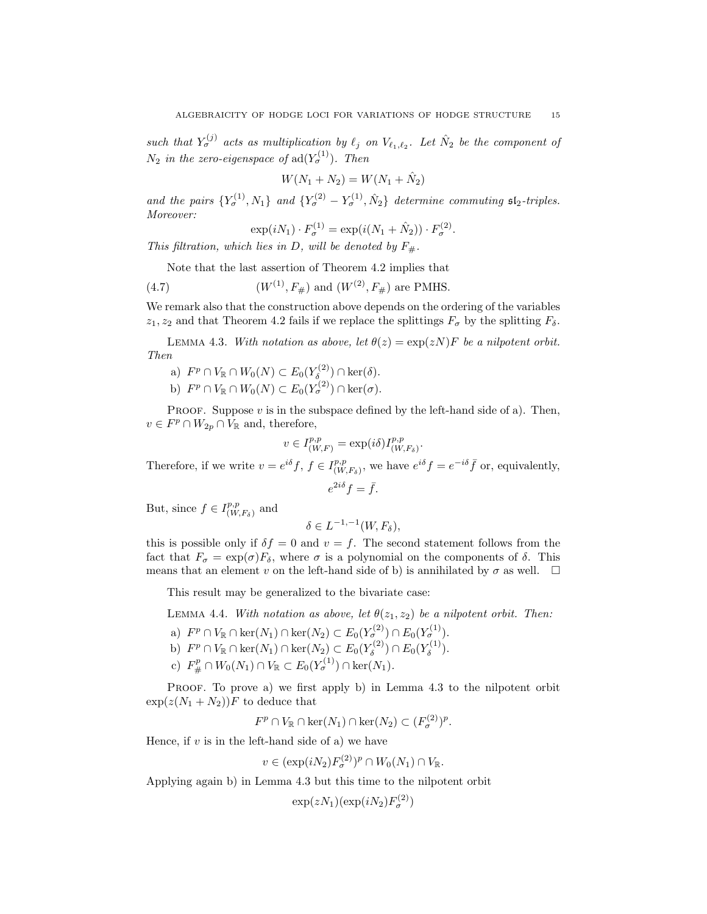*such that $Y_\sigma^{(j)}$ acts as multiplication by $\ell_j$ on $V_{\ell_1,\ell_2}$. Let $\hat{N}_2$ be the component of $N_2$ in the zero-eigenspace of $\mathrm{ad}(Y_\sigma^{(1)})$. Then*

$$W(N_1 + N_2) = W(N_1 + \hat{N}_2)$$

*and the pairs $\{Y_\sigma^{(1)}, N_1\}$ and $\{Y_\sigma^{(2)} - Y_\sigma^{(1)}, \hat{N}_2\}$ determine commuting $\mathfrak{sl}_2$-triples. Moreover:*

$$\exp(iN_1) \cdot F_\sigma^{(1)} = \exp(i(N_1 + \hat{N}_2)) \cdot F_\sigma^{(2)}.$$

*This filtration, which lies in $D$, will be denoted by $F_\#$.*

Note that the last assertion of Theorem 4.2 implies that

$$(W^{(1)}, F_\#) \text{ and } (W^{(2)}, F_\#) \text{ are PMHS.} \tag{4.7}$$

We remark also that the construction above depends on the ordering of the variables $z_1, z_2$ and that Theorem 4.2 fails if we replace the splittings $F_\sigma$ by the splitting $F_\delta$.

Lemma 4.3. *With notation as above, let $\theta(z) = \exp(zN)F$ be a nilpotent orbit. Then*

a) $F^p \cap V_\mathbb{R} \cap W_0(N) \subset E_0(Y_\delta^{(2)}) \cap \ker(\delta)$.

b) $F^p \cap V_\mathbb{R} \cap W_0(N) \subset E_0(Y_\sigma^{(2)}) \cap \ker(\sigma)$.

Proof. Suppose $v$ is in the subspace defined by the left-hand side of a). Then, $v \in F^p \cap W_{2p} \cap V_\mathbb{R}$ and, therefore,

$$v \in I^{p,p}_{(W,F)} = \exp(i\delta) I^{p,p}_{(W,F_\delta)}.$$

Therefore, if we write $v = e^{i\delta} f$, $f \in I^{p,p}_{(W,F_\delta)}$, we have $e^{i\delta} f = e^{-i\delta}\bar{f}$ or, equivalently,

$$e^{2i\delta} f = \bar{f}.$$

But, since $f \in I^{p,p}_{(W,F_\delta)}$ and

$$\delta \in L^{-1,-1}(W, F_\delta),$$

this is possible only if $\delta f = 0$ and $v = f$. The second statement follows from the fact that $F_\sigma = \exp(\sigma) F_\delta$, where $\sigma$ is a polynomial on the components of $\delta$. This means that an element $v$ on the left-hand side of b) is annihilated by $\sigma$ as well. $\square$

This result may be generalized to the bivariate case:

Lemma 4.4. *With notation as above, let $\theta(z_1, z_2)$ be a nilpotent orbit. Then:*

a) $F^p \cap V_\mathbb{R} \cap \ker(N_1) \cap \ker(N_2) \subset E_0(Y_\sigma^{(2)}) \cap E_0(Y_\sigma^{(1)})$.

b) $F^p \cap V_\mathbb{R} \cap \ker(N_1) \cap \ker(N_2) \subset E_0(Y_\delta^{(2)}) \cap E_0(Y_\delta^{(1)})$.

c) $F^p_\# \cap W_0(N_1) \cap V_\mathbb{R} \subset E_0(Y_\sigma^{(1)}) \cap \ker(N_1)$.

Proof. To prove a) we first apply b) in Lemma 4.3 to the nilpotent orbit $\exp(z(N_1 + N_2))F$ to deduce that

$$F^p \cap V_\mathbb{R} \cap \ker(N_1) \cap \ker(N_2) \subset (F_\sigma^{(2)})^p.$$

Hence, if $v$ is in the left-hand side of a) we have

$$v \in (\exp(iN_2) F_\sigma^{(2)})^p \cap W_0(N_1) \cap V_\mathbb{R}.$$

Applying again b) in Lemma 4.3 but this time to the nilpotent orbit

$$\exp(zN_1)(\exp(iN_2) F_\sigma^{(2)})$$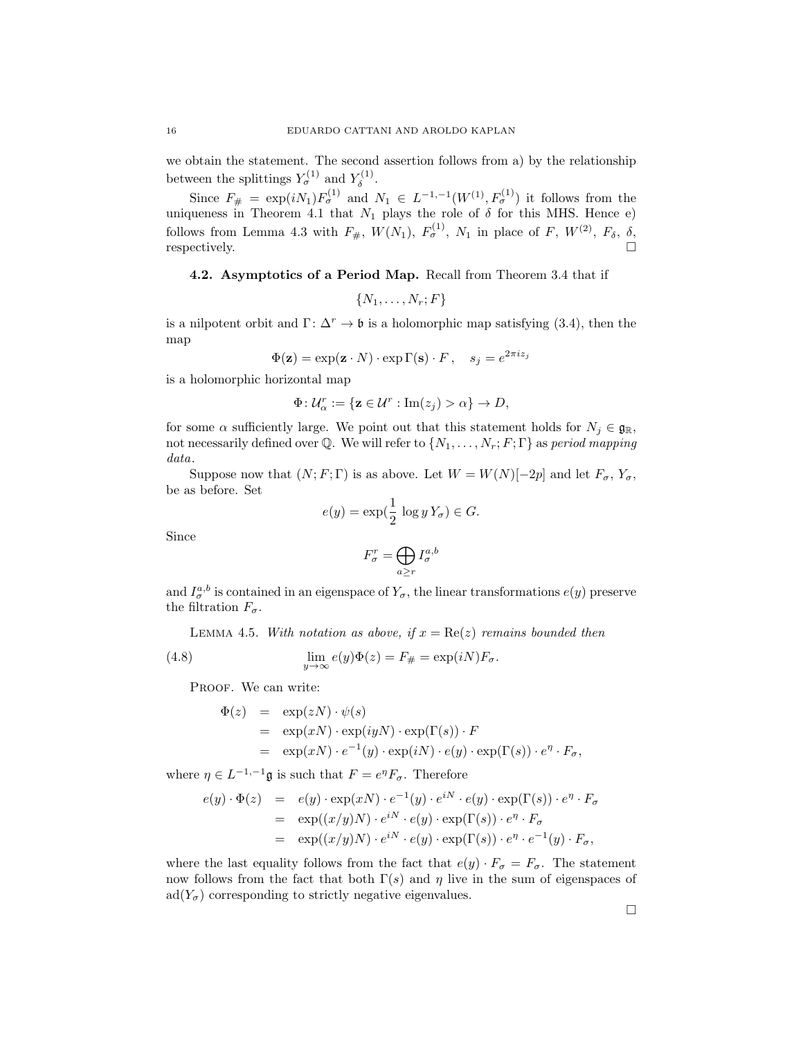we obtain the statement. The second assertion follows from a) by the relationship between the splittings $Y^{(1)}_\sigma$ and $Y^{(1)}_\delta$.

Since $F_\# = \exp(iN_1)F^{(1)}_\sigma$ and $N_1 \in L^{-1,-1}(W^{(1)}, F^{(1)}_\sigma)$ it follows from the uniqueness in Theorem 4.1 that $N_1$ plays the role of $\delta$ for this MHS. Hence e) follows from Lemma 4.3 with $F_\#$, $W(N_1)$, $F^{(1)}_\sigma$, $N_1$ in place of $F$, $W^{(2)}$, $F_\delta$, $\delta$, respectively. $\square$

### 4.2. Asymptotics of a Period Map.

Recall from Theorem 3.4 that if

$$\{N_1, \ldots, N_r; F\}$$

is a nilpotent orbit and $\Gamma\colon \Delta^r \to \mathfrak{b}$ is a holomorphic map satisfying (3.4), then the map

$$\Phi(\mathbf{z}) = \exp(\mathbf{z}\cdot N)\cdot \exp\Gamma(\mathbf{s})\cdot F\,, \quad s_j = e^{2\pi i z_j}$$

is a holomorphic horizontal map

$$\Phi\colon \mathcal{U}^r_\alpha := \{\mathbf{z}\in\mathcal{U}^r : \mathrm{Im}(z_j) > \alpha\} \to D,$$

for some $\alpha$ sufficiently large. We point out that this statement holds for $N_j \in \mathfrak{g}_\mathbb{R}$, not necessarily defined over $\mathbb{Q}$. We will refer to $\{N_1, \ldots, N_r; F; \Gamma\}$ as *period mapping data*.

Suppose now that $(N; F; \Gamma)$ is as above. Let $W = W(N)[-2p]$ and let $F_\sigma$, $Y_\sigma$, be as before. Set

$$e(y) = \exp(\frac{1}{2}\,\log y\, Y_\sigma) \in G.$$

Since

$$F^r_\sigma = \bigoplus_{a\geq r} I^{a,b}_\sigma$$

and $I^{a,b}_\sigma$ is contained in an eigenspace of $Y_\sigma$, the linear transformations $e(y)$ preserve the filtration $F_\sigma$.

Lemma 4.5. *With notation as above, if $x = \mathrm{Re}(z)$ remains bounded then*

$$\lim_{y\to\infty} e(y)\Phi(z) = F_\# = \exp(iN)F_\sigma. \tag{4.8}$$

Proof. We can write:

$$\begin{aligned}
\Phi(z) &= \exp(zN)\cdot\psi(s)\\
&= \exp(xN)\cdot\exp(iyN)\cdot\exp(\Gamma(s))\cdot F\\
&= \exp(xN)\cdot e^{-1}(y)\cdot\exp(iN)\cdot e(y)\cdot\exp(\Gamma(s))\cdot e^{\eta}\cdot F_\sigma,
\end{aligned}$$

where $\eta \in L^{-1,-1}\mathfrak{g}$ is such that $F = e^\eta F_\sigma$. Therefore

$$\begin{aligned}
e(y)\cdot\Phi(z) &= e(y)\cdot\exp(xN)\cdot e^{-1}(y)\cdot e^{iN}\cdot e(y)\cdot\exp(\Gamma(s))\cdot e^{\eta}\cdot F_\sigma\\
&= \exp((x/y)N)\cdot e^{iN}\cdot e(y)\cdot\exp(\Gamma(s))\cdot e^{\eta}\cdot F_\sigma\\
&= \exp((x/y)N)\cdot e^{iN}\cdot e(y)\cdot\exp(\Gamma(s))\cdot e^{\eta}\cdot e^{-1}(y)\cdot F_\sigma,
\end{aligned}$$

where the last equality follows from the fact that $e(y)\cdot F_\sigma = F_\sigma$. The statement now follows from the fact that both $\Gamma(s)$ and $\eta$ live in the sum of eigenspaces of $\mathrm{ad}(Y_\sigma)$ corresponding to strictly negative eigenvalues. $\square$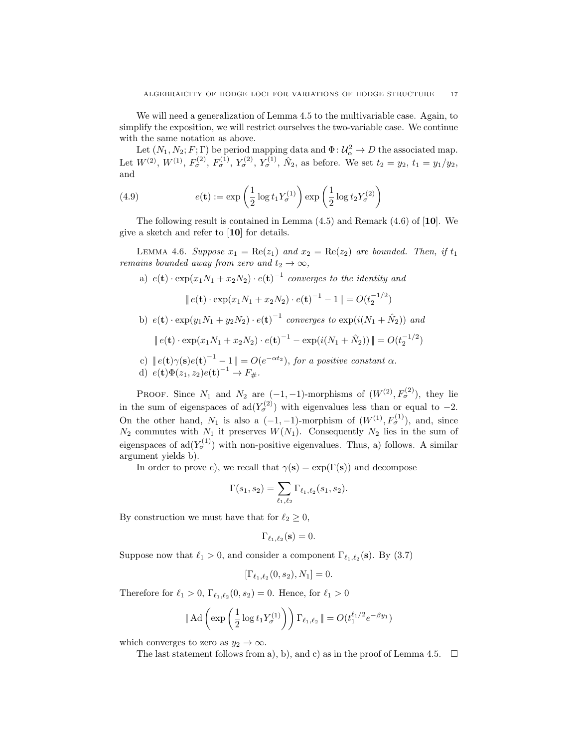We will need a generalization of Lemma 4.5 to the multivariable case. Again, to simplify the exposition, we will restrict ourselves the two-variable case. We continue with the same notation as above.

Let $(N_1, N_2; F; \Gamma)$ be period mapping data and $\Phi\colon \mathcal{U}_\alpha^2 \to D$ the associated map. Let $W^{(2)}$, $W^{(1)}$, $F_\sigma^{(2)}$, $F_\sigma^{(1)}$, $Y_\sigma^{(2)}$, $Y_\sigma^{(1)}$, $\hat{N}_2$, as before. We set $t_2 = y_2$, $t_1 = y_1/y_2$, and

$$e(\mathbf{t}) := \exp\left(\frac{1}{2}\log t_1 Y_\sigma^{(1)}\right)\exp\left(\frac{1}{2}\log t_2 Y_\sigma^{(2)}\right) \tag{4.9}$$

The following result is contained in Lemma (4.5) and Remark (4.6) of [**10**]. We give a sketch and refer to [**10**] for details.

Lemma 4.6. *Suppose $x_1 = \mathrm{Re}(z_1)$ and $x_2 = \mathrm{Re}(z_2)$ are bounded. Then, if $t_1$ remains bounded away from zero and $t_2 \to \infty$,*

a) *$e(\mathbf{t}) \cdot \exp(x_1 N_1 + x_2 N_2) \cdot e(\mathbf{t})^{-1}$ converges to the identity and*
$$\|\, e(\mathbf{t}) \cdot \exp(x_1 N_1 + x_2 N_2) \cdot e(\mathbf{t})^{-1} - 1 \,\| = O(t_2^{-1/2})$$

b) *$e(\mathbf{t}) \cdot \exp(y_1 N_1 + y_2 N_2) \cdot e(\mathbf{t})^{-1}$ converges to $\exp(i(N_1 + \hat{N}_2))$ and*
$$\|\, e(\mathbf{t}) \cdot \exp(x_1 N_1 + x_2 N_2) \cdot e(\mathbf{t})^{-1} - \exp(i(N_1 + \hat{N}_2)) \,\| = O(t_2^{-1/2})$$

c) *$\|\, e(\mathbf{t})\gamma(\mathbf{s})e(\mathbf{t})^{-1} - 1 \,\| = O(e^{-\alpha t_2})$, for a positive constant $\alpha$.*

d) *$e(\mathbf{t})\Phi(z_1, z_2)e(\mathbf{t})^{-1} \to F_\#$.*

Proof. Since $N_1$ and $N_2$ are $(-1,-1)$-morphisms of $(W^{(2)}, F_\sigma^{(2)})$, they lie in the sum of eigenspaces of $\mathrm{ad}(Y_\sigma^{(2)})$ with eigenvalues less than or equal to $-2$. On the other hand, $N_1$ is also a $(-1,-1)$-morphism of $(W^{(1)}, F_\sigma^{(1)})$, and, since $N_2$ commutes with $N_1$ it preserves $W(N_1)$. Consequently $N_2$ lies in the sum of eigenspaces of $\mathrm{ad}(Y_\sigma^{(1)})$ with non-positive eigenvalues. Thus, a) follows. A similar argument yields b).

In order to prove c), we recall that $\gamma(\mathbf{s}) = \exp(\Gamma(\mathbf{s}))$ and decompose

$$\Gamma(s_1, s_2) = \sum_{\ell_1, \ell_2} \Gamma_{\ell_1, \ell_2}(s_1, s_2).$$

By construction we must have that for $\ell_2 \geq 0$,

$$\Gamma_{\ell_1, \ell_2}(\mathbf{s}) = 0.$$

Suppose now that $\ell_1 > 0$, and consider a component $\Gamma_{\ell_1, \ell_2}(\mathbf{s})$. By (3.7)

$$[\Gamma_{\ell_1, \ell_2}(0, s_2), N_1] = 0.$$

Therefore for $\ell_1 > 0$, $\Gamma_{\ell_1, \ell_2}(0, s_2) = 0$. Hence, for $\ell_1 > 0$

$$\|\, \mathrm{Ad}\left(\exp\left(\frac{1}{2}\log t_1 Y_\sigma^{(1)}\right)\right)\Gamma_{\ell_1, \ell_2} \,\| = O(t_1^{\ell_1/2} e^{-\beta y_1})$$

which converges to zero as $y_2 \to \infty$.

The last statement follows from a), b), and c) as in the proof of Lemma 4.5. $\square$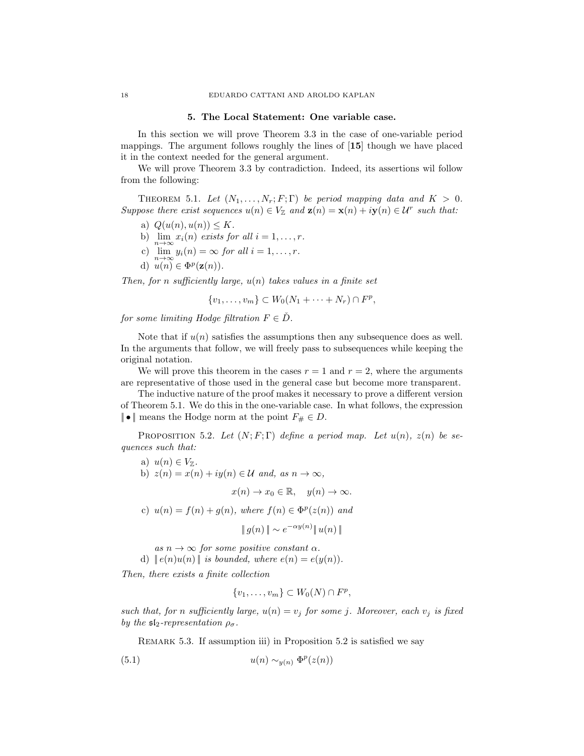## 5. The Local Statement: One variable case.

In this section we will prove Theorem 3.3 in the case of one-variable period mappings. The argument follows roughly the lines of [**15**] though we have placed it in the context needed for the general argument.

We will prove Theorem 3.3 by contradiction. Indeed, its assertions wil follow from the following:

Theorem 5.1. *Let $(N_1, \dots, N_r; F; \Gamma)$ be period mapping data and $K > 0$. Suppose there exist sequences $u(n) \in V_{\mathbb{Z}}$ and $\mathbf{z}(n) = \mathbf{x}(n) + i\mathbf{y}(n) \in \mathcal{U}^r$ such that:*

a) $Q(u(n), u(n)) \leq K$.
b) $\lim_{n\to\infty} x_i(n)$ *exists for all* $i = 1, \dots, r$.
c) $\lim_{n\to\infty} y_i(n) = \infty$ *for all* $i = 1, \dots, r$.
d) $u(n) \in \Phi^p(\mathbf{z}(n))$.

*Then, for $n$ sufficiently large, $u(n)$ takes values in a finite set*

$$\{v_1, \dots, v_m\} \subset W_0(N_1 + \cdots + N_r) \cap F^p,$$

*for some limiting Hodge filtration $F \in \check{D}$.*

Note that if $u(n)$ satisfies the assumptions then any subsequence does as well. In the arguments that follow, we will freely pass to subsequences while keeping the original notation.

We will prove this theorem in the cases $r = 1$ and $r = 2$, where the arguments are representative of those used in the general case but become more transparent.

The inductive nature of the proof makes it necessary to prove a different version of Theorem 5.1. We do this in the one-variable case. In what follows, the expression $\| \bullet \|$ means the Hodge norm at the point $F_\# \in D$.

Proposition 5.2. *Let $(N; F; \Gamma)$ define a period map. Let $u(n)$, $z(n)$ be sequences such that:*

a) $u(n) \in V_{\mathbb{Z}}$.
b) $z(n) = x(n) + iy(n) \in \mathcal{U}$ *and, as* $n \to \infty$,

$$x(n) \to x_0 \in \mathbb{R}, \quad y(n) \to \infty.$$

c) $u(n) = f(n) + g(n)$, *where* $f(n) \in \Phi^p(z(n))$ *and*

$$\| g(n) \| \sim e^{-\alpha y(n)} \| u(n) \|$$

*as $n \to \infty$ for some positive constant $\alpha$.*

d) $\| e(n)u(n) \|$ *is bounded, where* $e(n) = e(y(n))$.

*Then, there exists a finite collection*

$$\{v_1, \dots, v_m\} \subset W_0(N) \cap F^p,$$

*such that, for $n$ sufficiently large, $u(n) = v_j$ for some $j$. Moreover, each $v_j$ is fixed by the $\mathfrak{sl}_2$-representation $\rho_\sigma$.*

Remark 5.3. If assumption iii) in Proposition 5.2 is satisfied we say

$$u(n) \sim_{y(n)} \Phi^p(z(n)) \tag{5.1}$$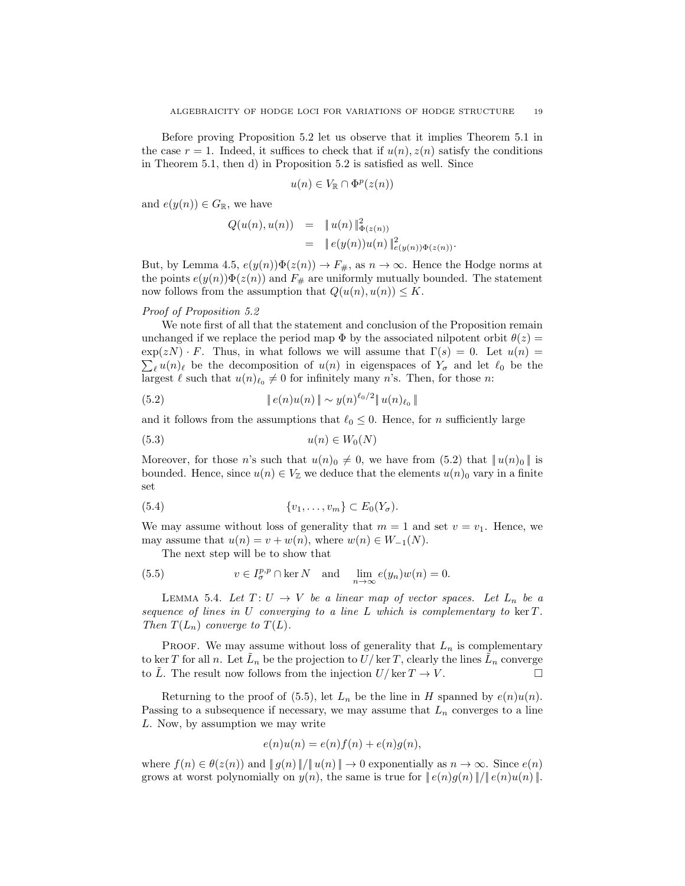Before proving Proposition 5.2 let us observe that it implies Theorem 5.1 in the case $r = 1$. Indeed, it suffices to check that if $u(n), z(n)$ satisfy the conditions in Theorem 5.1, then d) in Proposition 5.2 is satisfied as well. Since

$$u(n) \in V_{\mathbb{R}} \cap \Phi^p(z(n))$$

and $e(y(n)) \in G_{\mathbb{R}}$, we have

$$\begin{aligned} Q(u(n), u(n)) &= \| u(n) \|^2_{\Phi(z(n))} \\ &= \| e(y(n))u(n) \|^2_{e(y(n))\Phi(z(n))}. \end{aligned}$$

But, by Lemma 4.5, $e(y(n))\Phi(z(n)) \to F_{\#}$, as $n \to \infty$. Hence the Hodge norms at the points $e(y(n))\Phi(z(n))$ and $F_{\#}$ are uniformly mutually bounded. The statement now follows from the assumption that $Q(u(n), u(n)) \leq K$.

*Proof of Proposition 5.2*

We note first of all that the statement and conclusion of the Proposition remain unchanged if we replace the period map $\Phi$ by the associated nilpotent orbit $\theta(z) = \exp(zN) \cdot F$. Thus, in what follows we will assume that $\Gamma(s) = 0$. Let $u(n) = \sum_\ell u(n)_\ell$ be the decomposition of $u(n)$ in eigenspaces of $Y_\sigma$ and let $\ell_0$ be the largest $\ell$ such that $u(n)_{\ell_0} \neq 0$ for infinitely many $n$'s. Then, for those $n$:

$$\| e(n)u(n) \| \sim y(n)^{\ell_0/2} \| u(n)_{\ell_0} \| \tag{5.2}$$

and it follows from the assumptions that $\ell_0 \leq 0$. Hence, for $n$ sufficiently large

$$u(n) \in W_0(N) \tag{5.3}$$

Moreover, for those $n$'s such that $u(n)_0 \neq 0$, we have from (5.2) that $\| u(n)_0 \|$ is bounded. Hence, since $u(n) \in V_{\mathbb{Z}}$ we deduce that the elements $u(n)_0$ vary in a finite set

$$\{v_1, \ldots, v_m\} \subset E_0(Y_\sigma). \tag{5.4}$$

We may assume without loss of generality that $m = 1$ and set $v = v_1$. Hence, we may assume that $u(n) = v + w(n)$, where $w(n) \in W_{-1}(N)$.

The next step will be to show that

$$v \in I^{p,p}_\sigma \cap \ker N \quad \text{and} \quad \lim_{n\to\infty} e(y_n)w(n) = 0. \tag{5.5}$$

Lemma 5.4. *Let $T\colon U \to V$ be a linear map of vector spaces. Let $L_n$ be a sequence of lines in $U$ converging to a line $L$ which is complementary to $\ker T$. Then $T(L_n)$ converge to $T(L)$.*

Proof. We may assume without loss of generality that $L_n$ is complementary to $\ker T$ for all $n$. Let $\tilde{L}_n$ be the projection to $U/\ker T$, clearly the lines $\tilde{L}_n$ converge to $\tilde{L}$. The result now follows from the injection $U/\ker T \to V$. □

Returning to the proof of (5.5), let $L_n$ be the line in $H$ spanned by $e(n)u(n)$. Passing to a subsequence if necessary, we may assume that $L_n$ converges to a line $L$. Now, by assumption we may write

$$e(n)u(n) = e(n)f(n) + e(n)g(n),$$

where $f(n) \in \theta(z(n))$ and $\| g(n) \| / \| u(n) \| \to 0$ exponentially as $n \to \infty$. Since $e(n)$ grows at worst polynomially on $y(n)$, the same is true for $\| e(n)g(n) \| / \| e(n)u(n) \|$.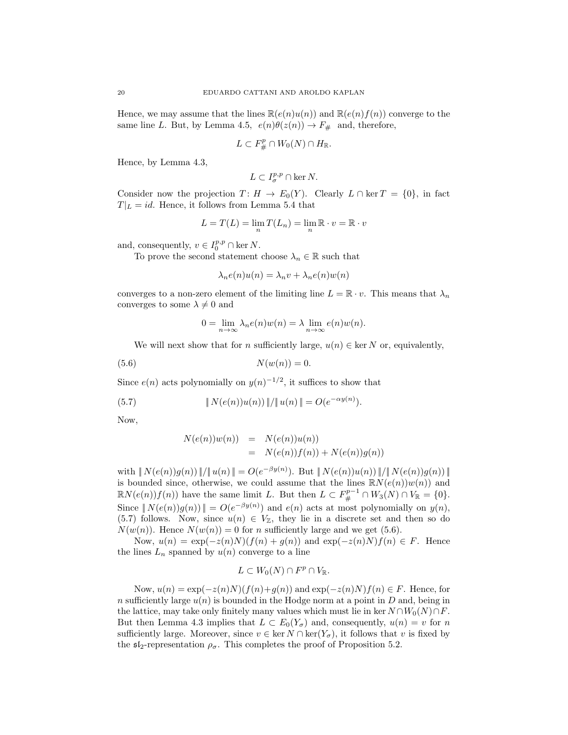Hence, we may assume that the lines $\mathbb{R}(e(n)u(n))$ and $\mathbb{R}(e(n)f(n))$ converge to the same line $L$. But, by Lemma 4.5, $e(n)\theta(z(n)) \to F_\#$ and, therefore,

$$L \subset F^p_\# \cap W_0(N) \cap H_\mathbb{R}.$$

Hence, by Lemma 4.3,

$$L \subset I^{p,p}_\sigma \cap \ker N.$$

Consider now the projection $T\colon H \to E_0(Y)$. Clearly $L \cap \ker T = \{0\}$, in fact $T|_L = id$. Hence, it follows from Lemma 5.4 that

$$L = T(L) = \lim_n T(L_n) = \lim_n \mathbb{R}\cdot v = \mathbb{R}\cdot v$$

and, consequently, $v \in I^{p,p}_0 \cap \ker N$.

To prove the second statement choose $\lambda_n \in \mathbb{R}$ such that

$$\lambda_n e(n)u(n) = \lambda_n v + \lambda_n e(n)w(n)$$

converges to a non-zero element of the limiting line $L = \mathbb{R}\cdot v$. This means that $\lambda_n$ converges to some $\lambda \neq 0$ and

$$0 = \lim_{n\to\infty} \lambda_n e(n)w(n) = \lambda \lim_{n\to\infty} e(n)w(n).$$

We will next show that for $n$ sufficiently large, $u(n) \in \ker N$ or, equivalently,

$$N(w(n)) = 0. \tag{5.6}$$

Since $e(n)$ acts polynomially on $y(n)^{-1/2}$, it suffices to show that

$$\| N(e(n))u(n)) \| / \| u(n) \| = O(e^{-\alpha y(n)}). \tag{5.7}$$

Now,

$$\begin{aligned} N(e(n))w(n)) &= N(e(n))u(n)) \\ &= N(e(n))f(n)) + N(e(n))g(n)) \end{aligned}$$

with $\| N(e(n))g(n)) \| / \| u(n) \| = O(e^{-\beta y(n)})$. But $\| N(e(n))u(n)) \| / \| N(e(n))g(n)) \|$ is bounded since, otherwise, we could assume that the lines $\mathbb{R}N(e(n))w(n))$ and $\mathbb{R}N(e(n))f(n))$ have the same limit $L$. But then $L \subset F^{p-1}_\# \cap W_3(N) \cap V_\mathbb{R} = \{0\}$. Since $\| N(e(n))g(n)) \| = O(e^{-\beta y(n)})$ and $e(n)$ acts at most polynomially on $y(n)$, (5.7) follows. Now, since $u(n) \in V_\mathbb{Z}$, they lie in a discrete set and then so do $N(w(n))$. Hence $N(w(n)) = 0$ for $n$ sufficiently large and we get (5.6).

Now, $u(n) = \exp(-z(n)N)(f(n) + g(n))$ and $\exp(-z(n)N)f(n) \in F$. Hence the lines $L_n$ spanned by $u(n)$ converge to a line

$$L \subset W_0(N) \cap F^p \cap V_\mathbb{R}.$$

Now, $u(n) = \exp(-z(n)N)(f(n)+g(n))$ and $\exp(-z(n)N)f(n) \in F$. Hence, for $n$ sufficiently large $u(n)$ is bounded in the Hodge norm at a point in $D$ and, being in the lattice, may take only finitely many values which must lie in $\ker N \cap W_0(N) \cap F$. But then Lemma 4.3 implies that $L \subset E_0(Y_\sigma)$ and, consequently, $u(n) = v$ for $n$ sufficiently large. Moreover, since $v \in \ker N \cap \ker(Y_\sigma)$, it follows that $v$ is fixed by the $\mathfrak{sl}_2$-representation $\rho_\sigma$. This completes the proof of Proposition 5.2.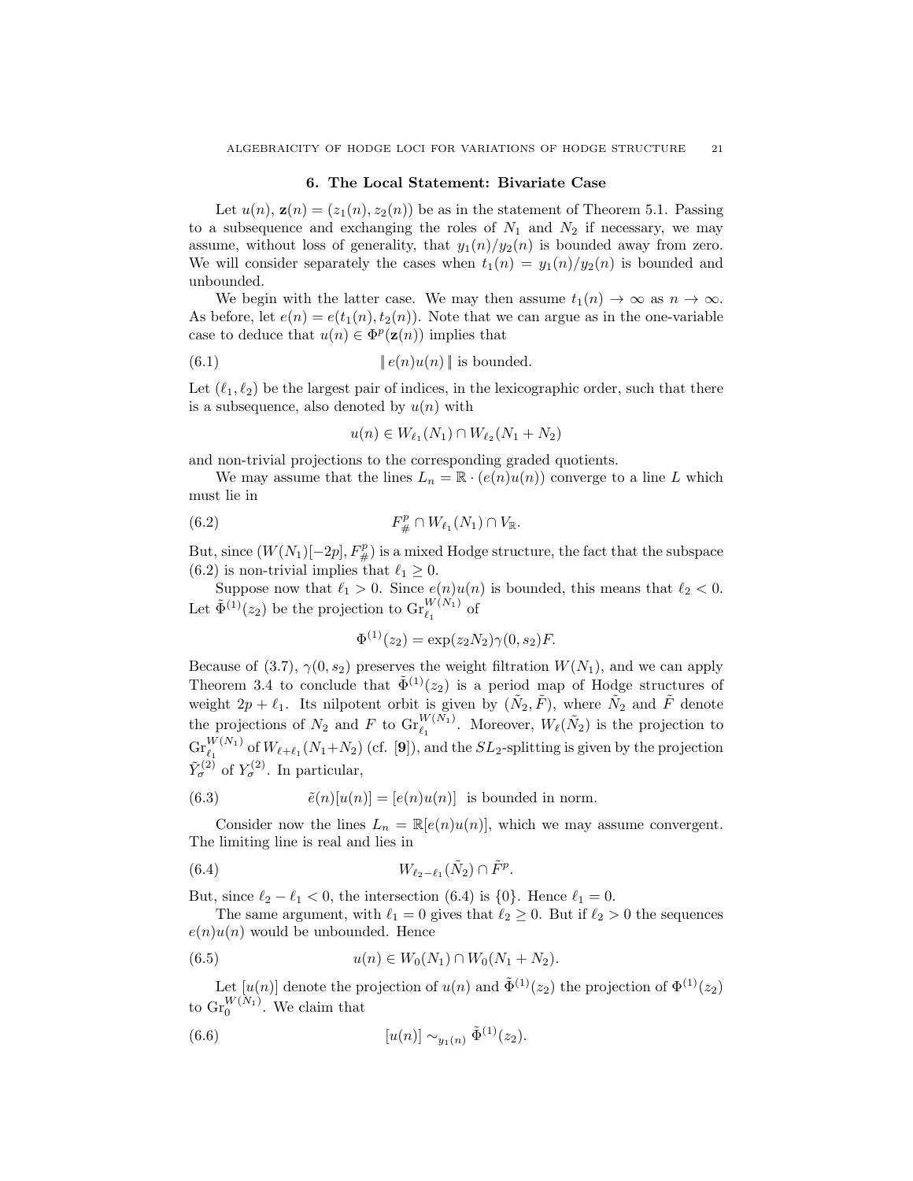## 6. The Local Statement: Bivariate Case

Let $u(n)$, $\mathbf{z}(n) = (z_1(n), z_2(n))$ be as in the statement of Theorem 5.1. Passing to a subsequence and exchanging the roles of $N_1$ and $N_2$ if necessary, we may assume, without loss of generality, that $y_1(n)/y_2(n)$ is bounded away from zero. We will consider separately the cases when $t_1(n) = y_1(n)/y_2(n)$ is bounded and unbounded.

We begin with the latter case. We may then assume $t_1(n) \to \infty$ as $n \to \infty$. As before, let $e(n) = e(t_1(n), t_2(n))$. Note that we can argue as in the one-variable case to deduce that $u(n) \in \Phi^p(\mathbf{z}(n))$ implies that

$$\| e(n)u(n) \| \text{ is bounded.} \tag{6.1}$$

Let $(\ell_1, \ell_2)$ be the largest pair of indices, in the lexicographic order, such that there is a subsequence, also denoted by $u(n)$ with

$$u(n) \in W_{\ell_1}(N_1) \cap W_{\ell_2}(N_1 + N_2)$$

and non-trivial projections to the corresponding graded quotients.

We may assume that the lines $L_n = \mathbb{R} \cdot (e(n)u(n))$ converge to a line $L$ which must lie in

$$F^p_{\#} \cap W_{\ell_1}(N_1) \cap V_{\mathbb{R}}. \tag{6.2}$$

But, since $(W(N_1)[-2p], F^p_{\#})$ is a mixed Hodge structure, the fact that the subspace (6.2) is non-trivial implies that $\ell_1 \geq 0$.

Suppose now that $\ell_1 > 0$. Since $e(n)u(n)$ is bounded, this means that $\ell_2 < 0$. Let $\tilde{\Phi}^{(1)}(z_2)$ be the projection to $\mathrm{Gr}^{W(N_1)}_{\ell_1}$ of

$$\Phi^{(1)}(z_2) = \exp(z_2 N_2)\gamma(0, s_2)F.$$

Because of (3.7), $\gamma(0, s_2)$ preserves the weight filtration $W(N_1)$, and we can apply Theorem 3.4 to conclude that $\tilde{\Phi}^{(1)}(z_2)$ is a period map of Hodge structures of weight $2p + \ell_1$. Its nilpotent orbit is given by $(\tilde{N}_2, \tilde{F})$, where $\tilde{N}_2$ and $\tilde{F}$ denote the projections of $N_2$ and $F$ to $\mathrm{Gr}^{W(N_1)}_{\ell_1}$. Moreover, $W_\ell(\tilde{N}_2)$ is the projection to $\mathrm{Gr}^{W(N_1)}_{\ell_1}$ of $W_{\ell+\ell_1}(N_1+N_2)$ (cf. [**9**]), and the $SL_2$-splitting is given by the projection $\tilde{Y}^{(2)}_\sigma$ of $Y^{(2)}_\sigma$. In particular,

$$\tilde{e}(n)[u(n)] = [e(n)u(n)] \text{ is bounded in norm.} \tag{6.3}$$

Consider now the lines $L_n = \mathbb{R}[e(n)u(n)]$, which we may assume convergent. The limiting line is real and lies in

$$W_{\ell_2 - \ell_1}(\tilde{N}_2) \cap \tilde{F}^p. \tag{6.4}$$

But, since $\ell_2 - \ell_1 < 0$, the intersection (6.4) is $\{0\}$. Hence $\ell_1 = 0$.

The same argument, with $\ell_1 = 0$ gives that $\ell_2 \geq 0$. But if $\ell_2 > 0$ the sequences $e(n)u(n)$ would be unbounded. Hence

$$u(n) \in W_0(N_1) \cap W_0(N_1 + N_2). \tag{6.5}$$

Let $[u(n)]$ denote the projection of $u(n)$ and $\tilde{\Phi}^{(1)}(z_2)$ the projection of $\Phi^{(1)}(z_2)$ to $\mathrm{Gr}^{W(N_1)}_0$. We claim that

$$[u(n)] \sim_{y_1(n)} \tilde{\Phi}^{(1)}(z_2). \tag{6.6}$$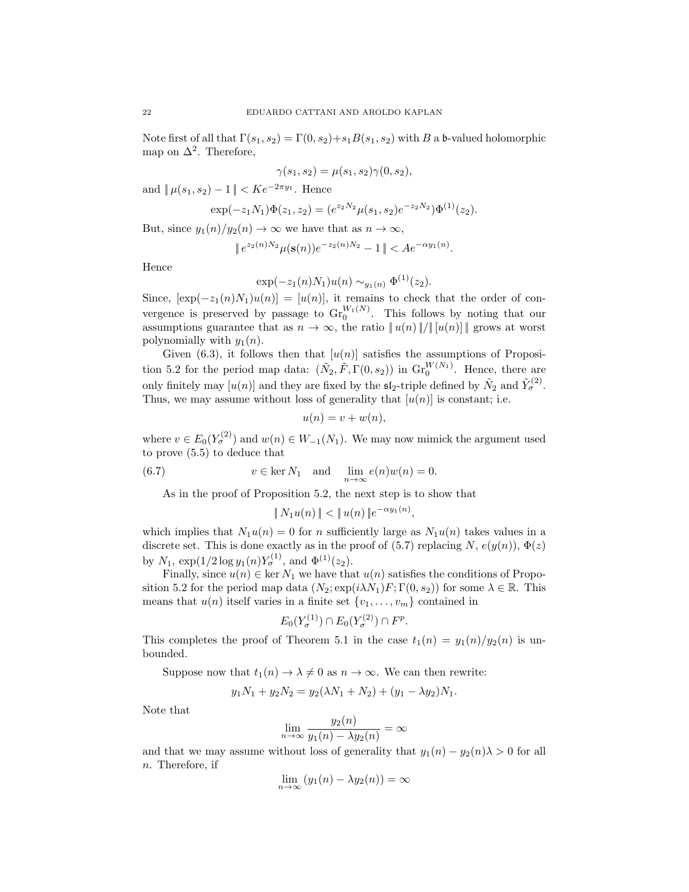Note first of all that $\Gamma(s_1,s_2) = \Gamma(0,s_2) + s_1 B(s_1,s_2)$ with $B$ a $\mathfrak{b}$-valued holomorphic map on $\Delta^2$. Therefore,

$$\gamma(s_1,s_2) = \mu(s_1,s_2)\gamma(0,s_2),$$

and $\|\, \mu(s_1,s_2) - 1 \,\| < K e^{-2\pi y_1}$. Hence

$$\exp(-z_1 N_1)\Phi(z_1,z_2) = (e^{z_2 N_2}\mu(s_1,s_2)e^{-z_2 N_2})\Phi^{(1)}(z_2).$$

But, since $y_1(n)/y_2(n) \to \infty$ we have that as $n \to \infty$,

$$\|\, e^{z_2(n)N_2}\mu(\mathbf{s}(n))e^{-z_2(n)N_2} - 1 \,\| < A e^{-\alpha y_1(n)}.$$

Hence

$$\exp(-z_1(n)N_1)u(n) \sim_{y_1(n)} \Phi^{(1)}(z_2).$$

Since, $[\exp(-z_1(n)N_1)u(n)] = [u(n)]$, it remains to check that the order of convergence is preserved by passage to $\mathrm{Gr}_0^{W_1(N)}$. This follows by noting that our assumptions guarantee that as $n \to \infty$, the ratio $\|\, u(n) \,\| / \|\, [u(n)] \,\|$ grows at worst polynomially with $y_1(n)$.

Given (6.3), it follows then that $[u(n)]$ satisfies the assumptions of Proposition 5.2 for the period map data: $(\tilde{N}_2, \tilde{F}, \Gamma(0,s_2))$ in $\mathrm{Gr}_0^{W(N_1)}$. Hence, there are only finitely may $[u(n)]$ and they are fixed by the $\mathfrak{sl}_2$-triple defined by $\tilde{N}_2$ and $\tilde{Y}_\sigma^{(2)}$. Thus, we may assume without loss of generality that $[u(n)]$ is constant; i.e.

$$u(n) = v + w(n),$$

where $v \in E_0(Y_\sigma^{(2)})$ and $w(n) \in W_{-1}(N_1)$. We may now mimick the argument used to prove (5.5) to deduce that

$$v \in \ker N_1 \quad \text{and} \quad \lim_{n\to\infty} e(n)w(n) = 0. \tag{6.7}$$

As in the proof of Proposition 5.2, the next step is to show that

$$\|\, N_1 u(n) \,\| < \|\, u(n) \,\| e^{-\alpha y_1(n)},$$

which implies that $N_1 u(n) = 0$ for $n$ sufficiently large as $N_1 u(n)$ takes values in a discrete set. This is done exactly as in the proof of (5.7) replacing $N$, $e(y(n))$, $\Phi(z)$ by $N_1$, $\exp(1/2 \log y_1(n) Y_\sigma^{(1)}$, and $\Phi^{(1)}(z_2)$.

Finally, since $u(n) \in \ker N_1$ we have that $u(n)$ satisfies the conditions of Proposition 5.2 for the period map data $(N_2; \exp(i\lambda N_1)F; \Gamma(0,s_2))$ for some $\lambda \in \mathbb{R}$. This means that $u(n)$ itself varies in a finite set $\{v_1, \ldots, v_m\}$ contained in

$$E_0(Y_\sigma^{(1)}) \cap E_0(Y_\sigma^{(2)}) \cap F^p.$$

This completes the proof of Theorem 5.1 in the case $t_1(n) = y_1(n)/y_2(n)$ is unbounded.

Suppose now that $t_1(n) \to \lambda \neq 0$ as $n \to \infty$. We can then rewrite:

$$y_1 N_1 + y_2 N_2 = y_2(\lambda N_1 + N_2) + (y_1 - \lambda y_2)N_1.$$

Note that

$$\lim_{n\to\infty} \frac{y_2(n)}{y_1(n) - \lambda y_2(n)} = \infty$$

and that we may assume without loss of generality that $y_1(n) - y_2(n)\lambda > 0$ for all $n$. Therefore, if

$$\lim_{n\to\infty} (y_1(n) - \lambda y_2(n)) = \infty$$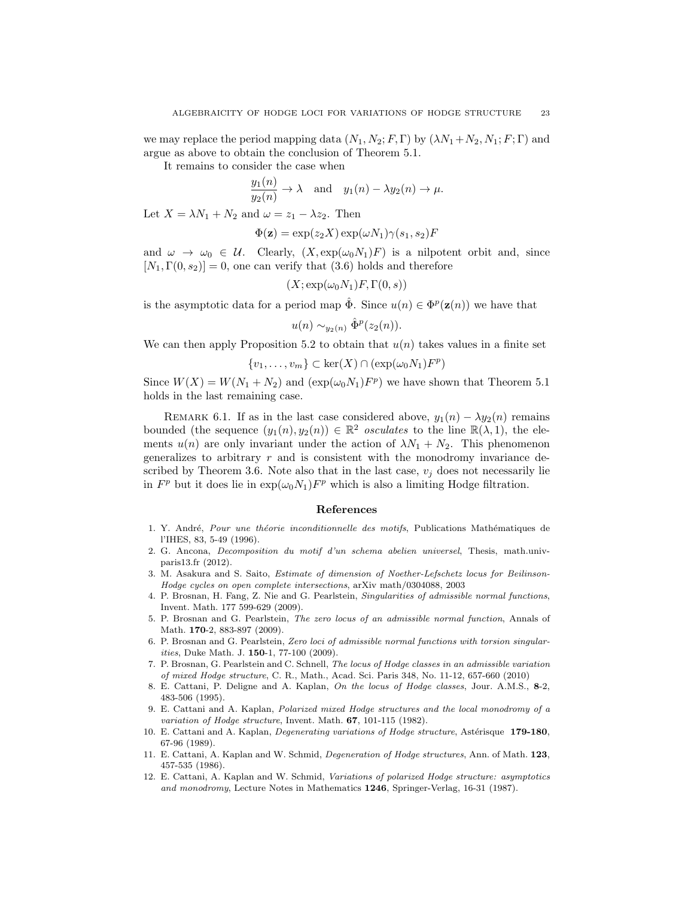we may replace the period mapping data $(N_1, N_2; F, \Gamma)$ by $(\lambda N_1 + N_2, N_1; F; \Gamma)$ and argue as above to obtain the conclusion of Theorem 5.1.

It remains to consider the case when

$$\frac{y_1(n)}{y_2(n)} \to \lambda \quad \text{and} \quad y_1(n) - \lambda y_2(n) \to \mu.$$

Let $X = \lambda N_1 + N_2$ and $\omega = z_1 - \lambda z_2$. Then

$$\Phi(\mathbf{z}) = \exp(z_2 X) \exp(\omega N_1) \gamma(s_1, s_2) F$$

and $\omega \to \omega_0 \in \mathcal{U}$. Clearly, $(X, \exp(\omega_0 N_1) F)$ is a nilpotent orbit and, since $[N_1, \Gamma(0, s_2)] = 0$, one can verify that (3.6) holds and therefore

$$(X; \exp(\omega_0 N_1) F, \Gamma(0, s))$$

is the asymptotic data for a period map $\hat{\Phi}$. Since $u(n) \in \Phi^p(\mathbf{z}(n))$ we have that

$$u(n) \sim_{y_2(n)} \hat{\Phi}^p(z_2(n)).$$

We can then apply Proposition 5.2 to obtain that $u(n)$ takes values in a finite set

$$\{v_1, \ldots, v_m\} \subset \ker(X) \cap (\exp(\omega_0 N_1) F^p)$$

Since $W(X) = W(N_1 + N_2)$ and $(\exp(\omega_0 N_1) F^p)$ we have shown that Theorem 5.1 holds in the last remaining case.

Remark 6.1. If as in the last case considered above, $y_1(n) - \lambda y_2(n)$ remains bounded (the sequence $(y_1(n), y_2(n)) \in \mathbb{R}^2$ *osculates* to the line $\mathbb{R}(\lambda, 1)$, the elements $u(n)$ are only invariant under the action of $\lambda N_1 + N_2$. This phenomenon generalizes to arbitrary $r$ and is consistent with the monodromy invariance described by Theorem 3.6. Note also that in the last case, $v_j$ does not necessarily lie in $F^p$ but it does lie in $\exp(\omega_0 N_1) F^p$ which is also a limiting Hodge filtration.

## References

1. Y. André, *Pour une théorie inconditionnelle des motifs*, Publications Mathématiques de l'IHES, 83, 5-49 (1996).
2. G. Ancona, *Decomposition du motif d'un schema abelien universel*, Thesis, math.univ-paris13.fr (2012).
3. M. Asakura and S. Saito, *Estimate of dimension of Noether-Lefschetz locus for Beilinson-Hodge cycles on open complete intersections*, arXiv math/0304088, 2003
4. P. Brosnan, H. Fang, Z. Nie and G. Pearlstein, *Singularities of admissible normal functions*, Invent. Math. 177 599-629 (2009).
5. P. Brosnan and G. Pearlstein, *The zero locus of an admissible normal function*, Annals of Math. **170**-2, 883-897 (2009).
6. P. Brosnan and G. Pearlstein, *Zero loci of admissible normal functions with torsion singularities*, Duke Math. J. **150**-1, 77-100 (2009).
7. P. Brosnan, G. Pearlstein and C. Schnell, *The locus of Hodge classes in an admissible variation of mixed Hodge structure*, C. R., Math., Acad. Sci. Paris 348, No. 11-12, 657-660 (2010)
8. E. Cattani, P. Deligne and A. Kaplan, *On the locus of Hodge classes*, Jour. A.M.S., **8**-2, 483-506 (1995).
9. E. Cattani and A. Kaplan, *Polarized mixed Hodge structures and the local monodromy of a variation of Hodge structure*, Invent. Math. **67**, 101-115 (1982).
10. E. Cattani and A. Kaplan, *Degenerating variations of Hodge structure*, Astérisque **179-180**, 67-96 (1989).
11. E. Cattani, A. Kaplan and W. Schmid, *Degeneration of Hodge structures*, Ann. of Math. **123**, 457-535 (1986).
12. E. Cattani, A. Kaplan and W. Schmid, *Variations of polarized Hodge structure: asymptotics and monodromy*, Lecture Notes in Mathematics **1246**, Springer-Verlag, 16-31 (1987).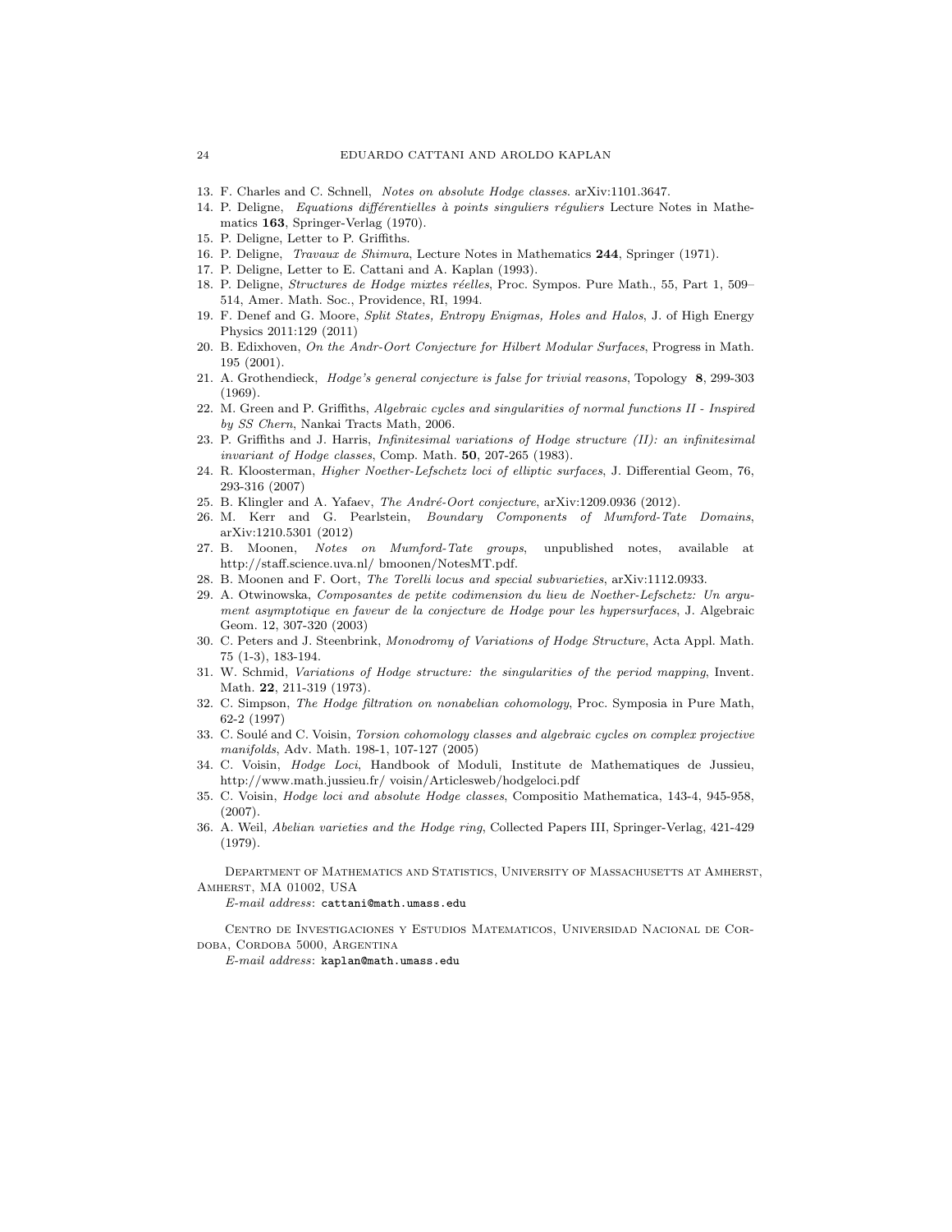13. F. Charles and C. Schnell, *Notes on absolute Hodge classes*. arXiv:1101.3647.
14. P. Deligne, *Equations différentielles à points singuliers réguliers* Lecture Notes in Mathematics **163**, Springer-Verlag (1970).
15. P. Deligne, Letter to P. Griffiths.
16. P. Deligne, *Travaux de Shimura*, Lecture Notes in Mathematics **244**, Springer (1971).
17. P. Deligne, Letter to E. Cattani and A. Kaplan (1993).
18. P. Deligne, *Structures de Hodge mixtes réelles*, Proc. Sympos. Pure Math., 55, Part 1, 509–514, Amer. Math. Soc., Providence, RI, 1994.
19. F. Denef and G. Moore, *Split States, Entropy Enigmas, Holes and Halos*, J. of High Energy Physics 2011:129 (2011)
20. B. Edixhoven, *On the Andr-Oort Conjecture for Hilbert Modular Surfaces*, Progress in Math. 195 (2001).
21. A. Grothendieck, *Hodge's general conjecture is false for trivial reasons*, Topology **8**, 299-303 (1969).
22. M. Green and P. Griffiths, *Algebraic cycles and singularities of normal functions II - Inspired by SS Chern*, Nankai Tracts Math, 2006.
23. P. Griffiths and J. Harris, *Infinitesimal variations of Hodge structure (II): an infinitesimal invariant of Hodge classes*, Comp. Math. **50**, 207-265 (1983).
24. R. Kloosterman, *Higher Noether-Lefschetz loci of elliptic surfaces*, J. Differential Geom, 76, 293-316 (2007)
25. B. Klingler and A. Yafaev, *The André-Oort conjecture*, arXiv:1209.0936 (2012).
26. M. Kerr and G. Pearlstein, *Boundary Components of Mumford-Tate Domains*, arXiv:1210.5301 (2012)
27. B. Moonen, *Notes on Mumford-Tate groups*, unpublished notes, available at http://staff.science.uva.nl/ bmoonen/NotesMT.pdf.
28. B. Moonen and F. Oort, *The Torelli locus and special subvarieties*, arXiv:1112.0933.
29. A. Otwinowska, *Composantes de petite codimension du lieu de Noether-Lefschetz: Un argument asymptotique en faveur de la conjecture de Hodge pour les hypersurfaces*, J. Algebraic Geom. 12, 307-320 (2003)
30. C. Peters and J. Steenbrink, *Monodromy of Variations of Hodge Structure*, Acta Appl. Math. 75 (1-3), 183-194.
31. W. Schmid, *Variations of Hodge structure: the singularities of the period mapping*, Invent. Math. **22**, 211-319 (1973).
32. C. Simpson, *The Hodge filtration on nonabelian cohomology*, Proc. Symposia in Pure Math, 62-2 (1997)
33. C. Soulé and C. Voisin, *Torsion cohomology classes and algebraic cycles on complex projective manifolds*, Adv. Math. 198-1, 107-127 (2005)
34. C. Voisin, *Hodge Loci*, Handbook of Moduli, Institute de Mathematiques de Jussieu, http://www.math.jussieu.fr/ voisin/Articlesweb/hodgeloci.pdf
35. C. Voisin, *Hodge loci and absolute Hodge classes*, Compositio Mathematica, 143-4, 945-958, (2007).
36. A. Weil, *Abelian varieties and the Hodge ring*, Collected Papers III, Springer-Verlag, 421-429 (1979).

Department of Mathematics and Statistics, University of Massachusetts at Amherst, Amherst, MA 01002, USA

*E-mail address*: cattani@math.umass.edu

Centro de Investigaciones y Estudios Matematicos, Universidad Nacional de Cordoba, Cordoba 5000, Argentina

*E-mail address*: kaplan@math.umass.edu